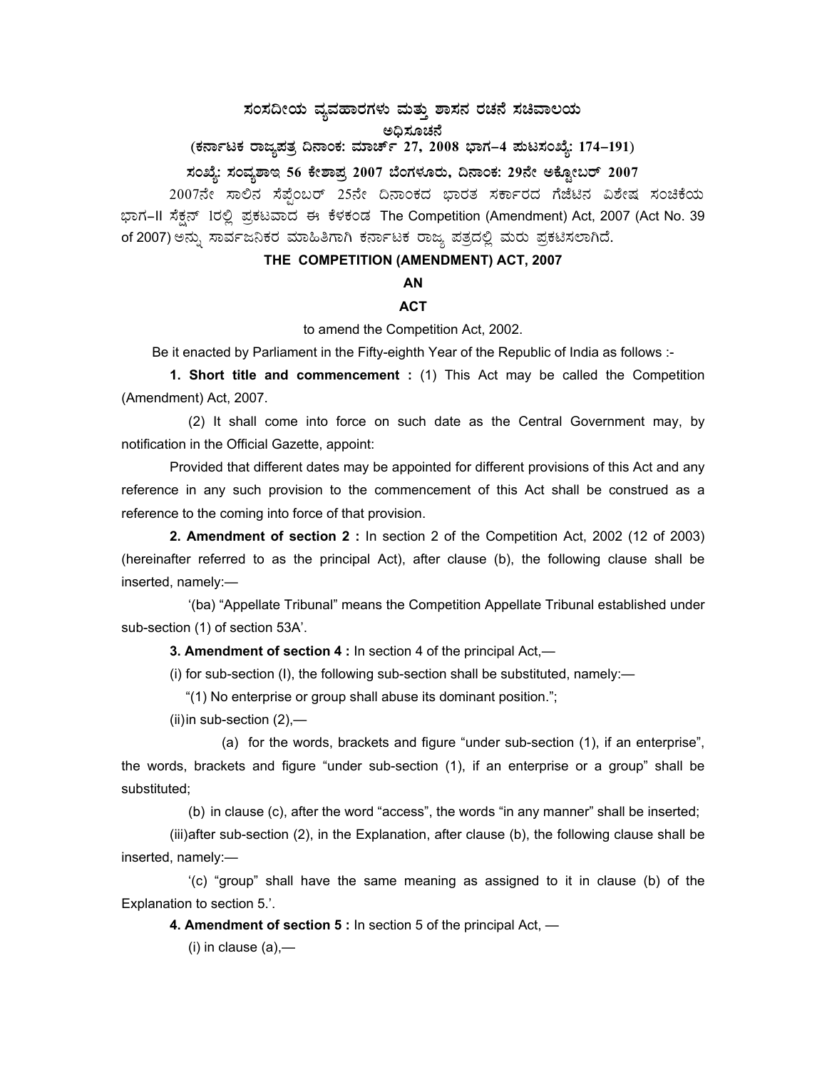# ಸಂಸದೀಯ ವ್ಯವಹಾರಗಳು ಮತ್ತು ಶಾಸನ ರಚನೆ ಸಚಿವಾಲಯ

## ಅಧಿಸೂಚನೆ

**(ಕರ್ನಾಟಕ ರಾಜ್ಯಪತ್ರ ದಿನಾಂಕ: ಮಾರ್ಚ್ 27, 2008 ಭಾಗ–4 ಪುಟಸಂಖ್ಯೆ: 174–191)**

**ಸಂಖ್ಯೆ: ಸಂವ್ಯಶಾಇ 56 ಕೇಶಾಪ್ರ 2007 ಬೆಂಗಳೂರು, ದಿನಾಂಕ: 29ನೇ ಅಕ್ಟೋಬರ್ 2007**

2007ನೇ ಸಾಲಿನ ಸೆಪ್ಟೆಂಬರ್ 25ನೇ ದಿನಾಂಕದ ಭಾರತ ಸರ್ಕಾರದ ಗೆಜೆಟಿನ ವಿಶೇಷ ಸಂಚಿಕೆಯ ಭಾಗ–II ಸೆಕ್ಷನ್ 1ರಲ್ಲಿ ಪ್ರಕಟವಾದ ಈ ಕೆಳಕಂಡ The Competition (Amendment) Act, 2007 (Act No. 39 of 2007) ಅನ್ನು ಸಾರ್ವಜನಿಕರ ಮಾಹಿತಿಗಾಗಿ ಕರ್ನಾಟಕ ರಾಜ್ಯ ಪತ್ರದಲ್ಲಿ ಮರು ಪ್ರಕಟಿಸಲಾಗಿದೆ.

## THE COMPETITION (AMENDMENT) ACT, 2007

**AN**

**ACT**

to amend the Competition Act, 2002.

Be it enacted by Parliament in the Fifty-eighth Year of the Republic of India as follows :-

**1. Short title and commencement :** (1) This Act may be called the Competition (Amendment) Act, 2007.

(2) It shall come into force on such date as the Central Government may, by notification in the Official Gazette, appoint:

Provided that different dates may be appointed for different provisions of this Act and any reference in any such provision to the commencement of this Act shall be construed as a reference to the coming into force of that provision.

**2. Amendment of section 2 :** In section 2 of the Competition Act, 2002 (12 of 2003) (hereinafter referred to as the principal Act), after clause (b), the following clause shall be inserted, namely:—

'(ba) "Appellate Tribunal" means the Competition Appellate Tribunal established under sub-section (1) of section 53A'.

**3. Amendment of section 4 :** In section 4 of the principal Act,—

(i) for sub-section (I), the following sub-section shall be substituted, namely:—

"(1) No enterprise or group shall abuse its dominant position.";

(ii) in sub-section (2),—

(a) for the words, brackets and figure "under sub-section (1), if an enterprise", the words, brackets and figure "under sub-section (1), if an enterprise or a group" shall be substituted;

(b) in clause (c), after the word "access", the words "in any manner" shall be inserted;

(iii) after sub-section (2), in the Explanation, after clause (b), the following clause shall be inserted, namely:—

'(c) "group" shall have the same meaning as assigned to it in clause (b) of the Explanation to section 5.'.

**4. Amendment of section 5 :** In section 5 of the principal Act, —

(i) in clause (a),—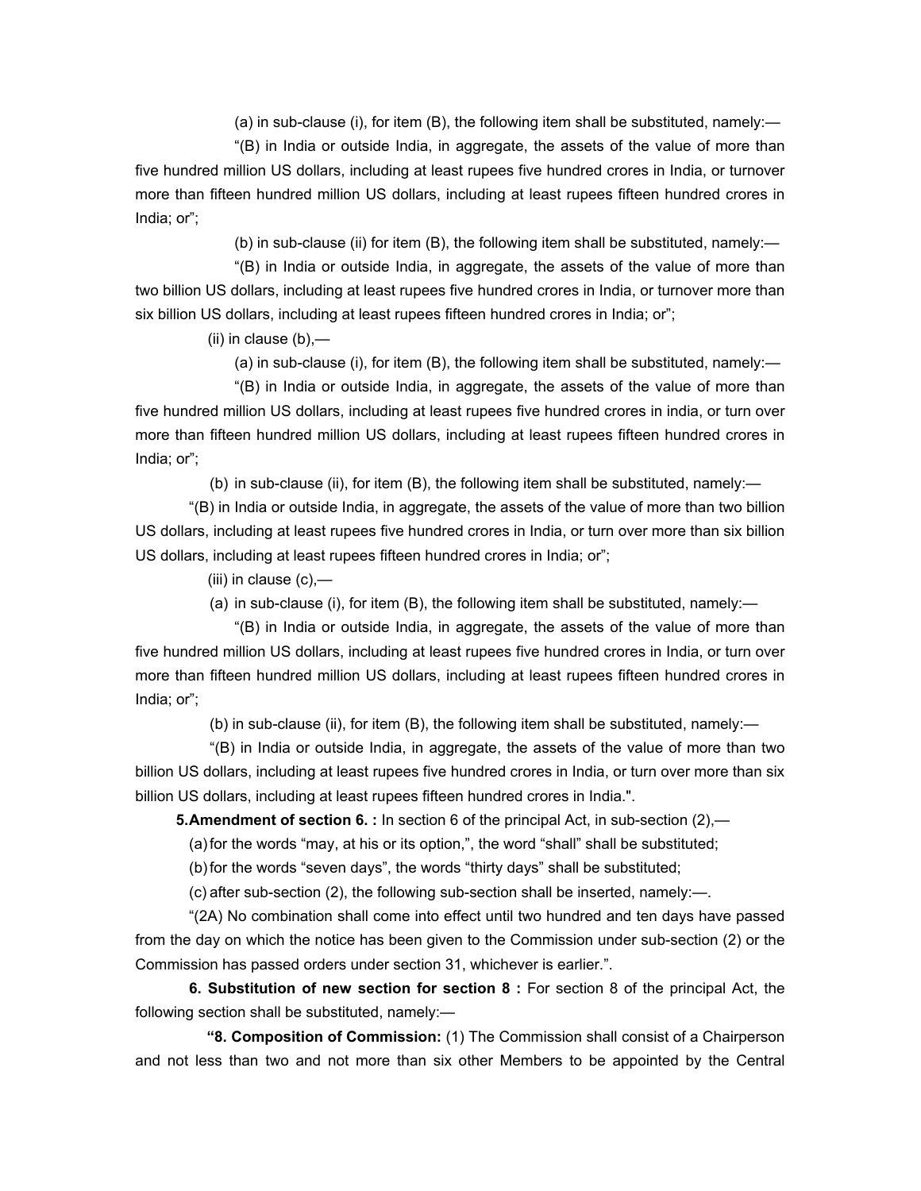(a) in sub-clause (i), for item (B), the following item shall be substituted, namely:—

"(B) in India or outside India, in aggregate, the assets of the value of more than five hundred million US dollars, including at least rupees five hundred crores in India, or turnover more than fifteen hundred million US dollars, including at least rupees fifteen hundred crores in India; or";

(b) in sub-clause (ii) for item (B), the following item shall be substituted, namely:—

"(B) in India or outside India, in aggregate, the assets of the value of more than two billion US dollars, including at least rupees five hundred crores in India, or turnover more than six billion US dollars, including at least rupees fifteen hundred crores in India; or";

(ii) in clause (b),—

(a) in sub-clause (i), for item (B), the following item shall be substituted, namely:—

"(B) in India or outside India, in aggregate, the assets of the value of more than five hundred million US dollars, including at least rupees five hundred crores in india, or turn over more than fifteen hundred million US dollars, including at least rupees fifteen hundred crores in India; or";

(b) in sub-clause (ii), for item (B), the following item shall be substituted, namely:—

"(B) in India or outside India, in aggregate, the assets of the value of more than two billion US dollars, including at least rupees five hundred crores in India, or turn over more than six billion US dollars, including at least rupees fifteen hundred crores in India; or";

(iii) in clause (c),—

(a) in sub-clause (i), for item (B), the following item shall be substituted, namely:—

"(B) in India or outside India, in aggregate, the assets of the value of more than five hundred million US dollars, including at least rupees five hundred crores in India, or turn over more than fifteen hundred million US dollars, including at least rupees fifteen hundred crores in India; or";

(b) in sub-clause (ii), for item (B), the following item shall be substituted, namely:—

"(B) in India or outside India, in aggregate, the assets of the value of more than two billion US dollars, including at least rupees five hundred crores in India, or turn over more than six billion US dollars, including at least rupees fifteen hundred crores in India.".

**5. Amendment of section 6. :** In section 6 of the principal Act, in sub-section (2),—

(a) for the words "may, at his or its option,", the word "shall" shall be substituted;

(b) for the words "seven days", the words "thirty days" shall be substituted;

(c) after sub-section (2), the following sub-section shall be inserted, namely:—.

"(2A) No combination shall come into effect until two hundred and ten days have passed from the day on which the notice has been given to the Commission under sub-section (2) or the Commission has passed orders under section 31, whichever is earlier.".

**6. Substitution of new section for section 8 :** For section 8 of the principal Act, the following section shall be substituted, namely:—

**"8. Composition of Commission:** (1) The Commission shall consist of a Chairperson and not less than two and not more than six other Members to be appointed by the Central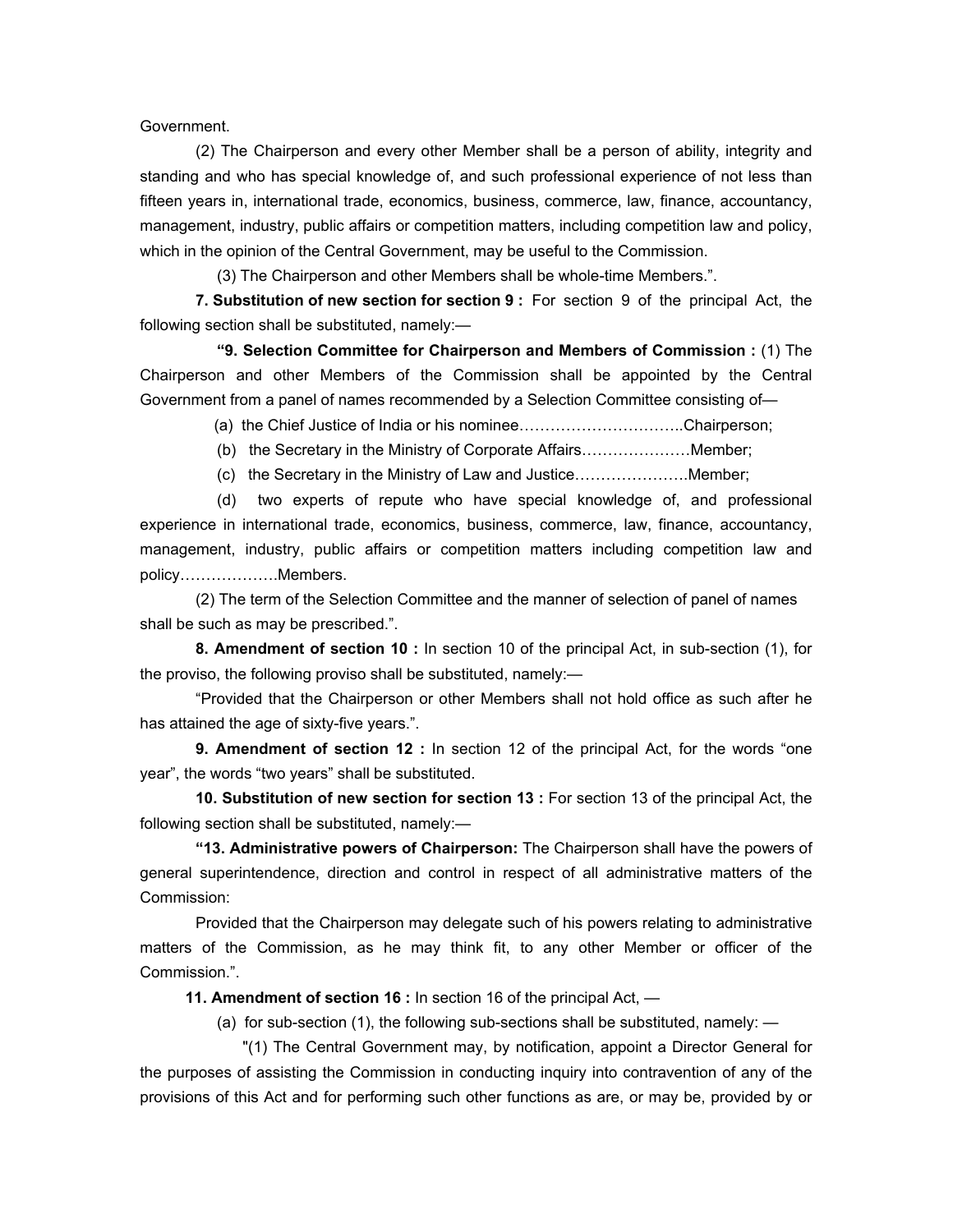Government.

(2) The Chairperson and every other Member shall be a person of ability, integrity and standing and who has special knowledge of, and such professional experience of not less than fifteen years in, international trade, economics, business, commerce, law, finance, accountancy, management, industry, public affairs or competition matters, including competition law and policy, which in the opinion of the Central Government, may be useful to the Commission.

(3) The Chairperson and other Members shall be whole-time Members.".

**7. Substitution of new section for section 9 :** For section 9 of the principal Act, the following section shall be substituted, namely:—

**"9. Selection Committee for Chairperson and Members of Commission :** (1) The Chairperson and other Members of the Commission shall be appointed by the Central Government from a panel of names recommended by a Selection Committee consisting of—

(a) the Chief Justice of India or his nominee…………………………..Chairperson;

(b) the Secretary in the Ministry of Corporate Affairs…………………Member;

(c) the Secretary in the Ministry of Law and Justice………………….Member;

(d) two experts of repute who have special knowledge of, and professional experience in international trade, economics, business, commerce, law, finance, accountancy, management, industry, public affairs or competition matters including competition law and policy……………….Members.

(2) The term of the Selection Committee and the manner of selection of panel of names shall be such as may be prescribed.".

**8. Amendment of section 10 :** In section 10 of the principal Act, in sub-section (1), for the proviso, the following proviso shall be substituted, namely:—

"Provided that the Chairperson or other Members shall not hold office as such after he has attained the age of sixty-five years.".

**9. Amendment of section 12 :** In section 12 of the principal Act, for the words "one year", the words "two years" shall be substituted.

**10. Substitution of new section for section 13 :** For section 13 of the principal Act, the following section shall be substituted, namely:—

**"13. Administrative powers of Chairperson:** The Chairperson shall have the powers of general superintendence, direction and control in respect of all administrative matters of the Commission:

Provided that the Chairperson may delegate such of his powers relating to administrative matters of the Commission, as he may think fit, to any other Member or officer of the Commission.".

**11. Amendment of section 16 :** In section 16 of the principal Act, —

(a) for sub-section (1), the following sub-sections shall be substituted, namely: —

"(1) The Central Government may, by notification, appoint a Director General for the purposes of assisting the Commission in conducting inquiry into contravention of any of the provisions of this Act and for performing such other functions as are, or may be, provided by or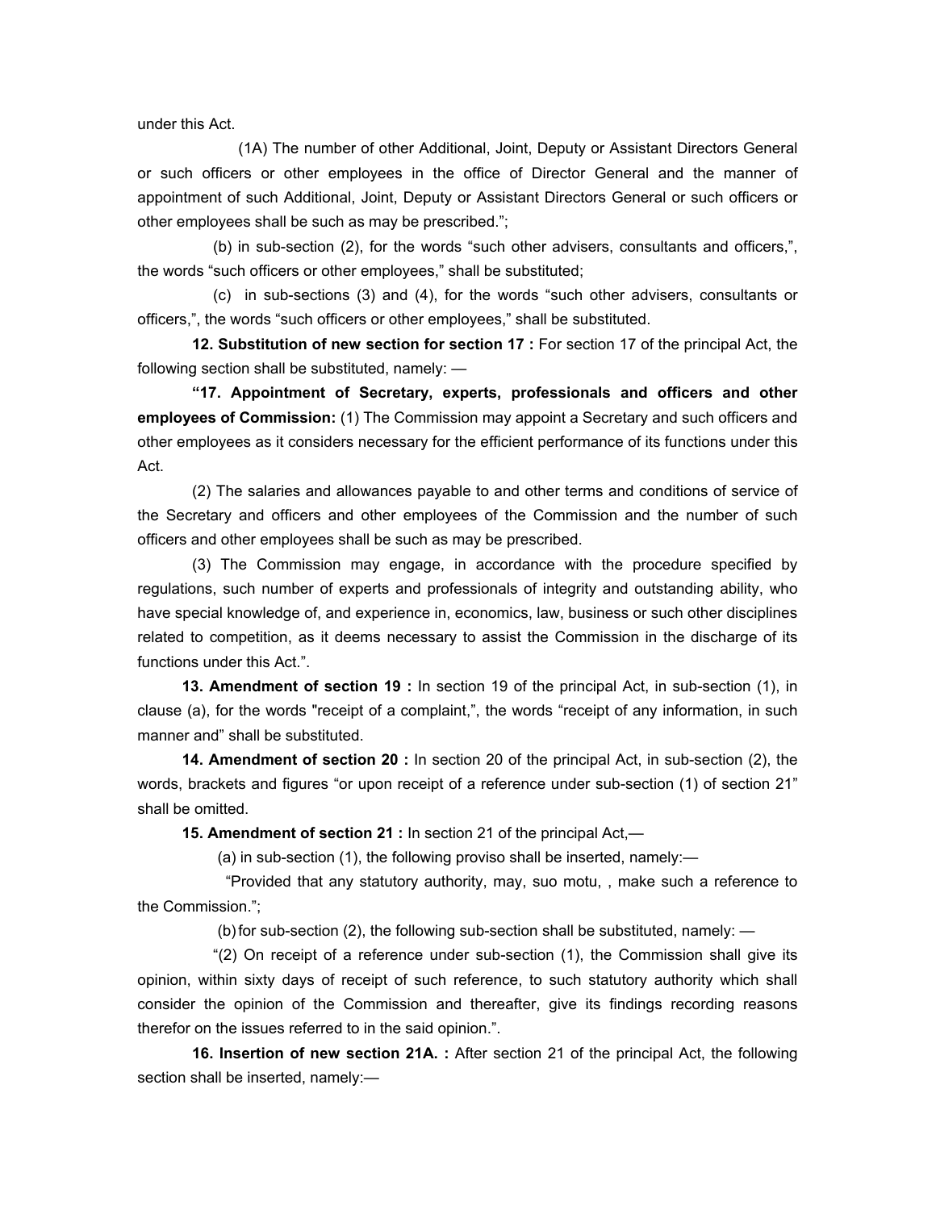under this Act.

(1A) The number of other Additional, Joint, Deputy or Assistant Directors General or such officers or other employees in the office of Director General and the manner of appointment of such Additional, Joint, Deputy or Assistant Directors General or such officers or other employees shall be such as may be prescribed.";

(b) in sub-section (2), for the words "such other advisers, consultants and officers,", the words "such officers or other employees," shall be substituted;

(c) in sub-sections (3) and (4), for the words "such other advisers, consultants or officers,", the words "such officers or other employees," shall be substituted.

**12. Substitution of new section for section 17 :** For section 17 of the principal Act, the following section shall be substituted, namely: —

**"17. Appointment of Secretary, experts, professionals and officers and other employees of Commission:** (1) The Commission may appoint a Secretary and such officers and other employees as it considers necessary for the efficient performance of its functions under this Act.

(2) The salaries and allowances payable to and other terms and conditions of service of the Secretary and officers and other employees of the Commission and the number of such officers and other employees shall be such as may be prescribed.

(3) The Commission may engage, in accordance with the procedure specified by regulations, such number of experts and professionals of integrity and outstanding ability, who have special knowledge of, and experience in, economics, law, business or such other disciplines related to competition, as it deems necessary to assist the Commission in the discharge of its functions under this Act.".

**13. Amendment of section 19 :** In section 19 of the principal Act, in sub-section (1), in clause (a), for the words "receipt of a complaint,", the words "receipt of any information, in such manner and" shall be substituted.

**14. Amendment of section 20 :** In section 20 of the principal Act, in sub-section (2), the words, brackets and figures "or upon receipt of a reference under sub-section (1) of section 21" shall be omitted.

**15. Amendment of section 21 :** In section 21 of the principal Act,—

(a) in sub-section (1), the following proviso shall be inserted, namely:—

"Provided that any statutory authority, may, suo motu, , make such a reference to the Commission.";

(b) for sub-section (2), the following sub-section shall be substituted, namely: —

"(2) On receipt of a reference under sub-section (1), the Commission shall give its opinion, within sixty days of receipt of such reference, to such statutory authority which shall consider the opinion of the Commission and thereafter, give its findings recording reasons therefor on the issues referred to in the said opinion.".

**16. Insertion of new section 21A. :** After section 21 of the principal Act, the following section shall be inserted, namely:—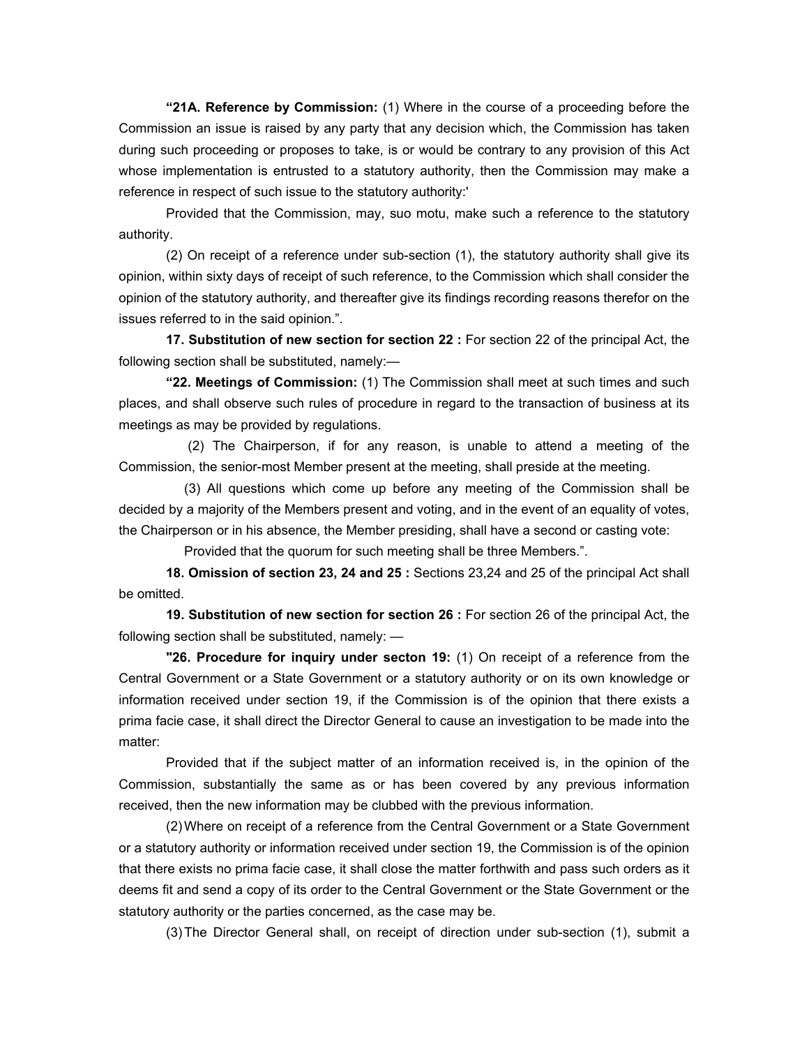**"21A. Reference by Commission:** (1) Where in the course of a proceeding before the Commission an issue is raised by any party that any decision which, the Commission has taken during such proceeding or proposes to take, is or would be contrary to any provision of this Act whose implementation is entrusted to a statutory authority, then the Commission may make a reference in respect of such issue to the statutory authority:'

Provided that the Commission, may, suo motu, make such a reference to the statutory authority.

(2) On receipt of a reference under sub-section (1), the statutory authority shall give its opinion, within sixty days of receipt of such reference, to the Commission which shall consider the opinion of the statutory authority, and thereafter give its findings recording reasons therefor on the issues referred to in the said opinion.".

**17. Substitution of new section for section 22 :** For section 22 of the principal Act, the following section shall be substituted, namely:—

**"22. Meetings of Commission:** (1) The Commission shall meet at such times and such places, and shall observe such rules of procedure in regard to the transaction of business at its meetings as may be provided by regulations.

(2) The Chairperson, if for any reason, is unable to attend a meeting of the Commission, the senior-most Member present at the meeting, shall preside at the meeting.

(3) All questions which come up before any meeting of the Commission shall be decided by a majority of the Members present and voting, and in the event of an equality of votes, the Chairperson or in his absence, the Member presiding, shall have a second or casting vote:

Provided that the quorum for such meeting shall be three Members.".

**18. Omission of section 23, 24 and 25 :** Sections 23,24 and 25 of the principal Act shall be omitted.

**19. Substitution of new section for section 26 :** For section 26 of the principal Act, the following section shall be substituted, namely: —

**"26. Procedure for inquiry under secton 19:** (1) On receipt of a reference from the Central Government or a State Government or a statutory authority or on its own knowledge or information received under section 19, if the Commission is of the opinion that there exists a prima facie case, it shall direct the Director General to cause an investigation to be made into the matter:

Provided that if the subject matter of an information received is, in the opinion of the Commission, substantially the same as or has been covered by any previous information received, then the new information may be clubbed with the previous information.

(2) Where on receipt of a reference from the Central Government or a State Government or a statutory authority or information received under section 19, the Commission is of the opinion that there exists no prima facie case, it shall close the matter forthwith and pass such orders as it deems fit and send a copy of its order to the Central Government or the State Government or the statutory authority or the parties concerned, as the case may be.

(3) The Director General shall, on receipt of direction under sub-section (1), submit a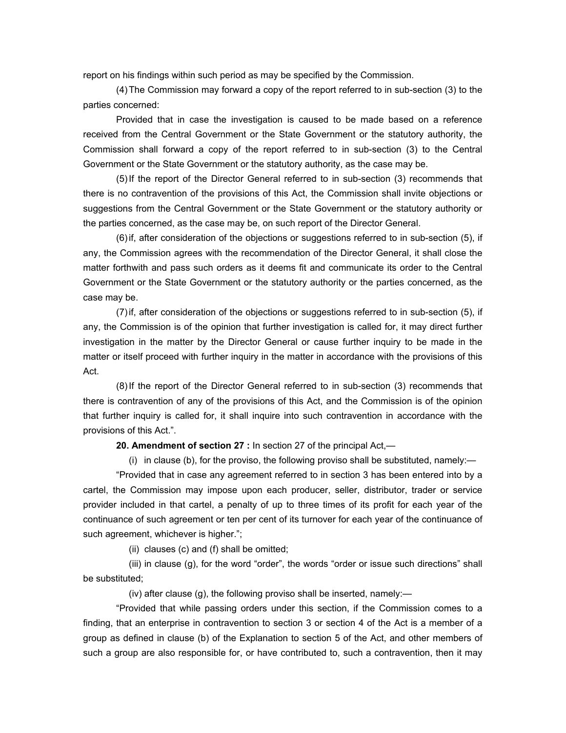report on his findings within such period as may be specified by the Commission.

(4) The Commission may forward a copy of the report referred to in sub-section (3) to the parties concerned:

Provided that in case the investigation is caused to be made based on a reference received from the Central Government or the State Government or the statutory authority, the Commission shall forward a copy of the report referred to in sub-section (3) to the Central Government or the State Government or the statutory authority, as the case may be.

(5) If the report of the Director General referred to in sub-section (3) recommends that there is no contravention of the provisions of this Act, the Commission shall invite objections or suggestions from the Central Government or the State Government or the statutory authority or the parties concerned, as the case may be, on such report of the Director General.

(6) if, after consideration of the objections or suggestions referred to in sub-section (5), if any, the Commission agrees with the recommendation of the Director General, it shall close the matter forthwith and pass such orders as it deems fit and communicate its order to the Central Government or the State Government or the statutory authority or the parties concerned, as the case may be.

(7) if, after consideration of the objections or suggestions referred to in sub-section (5), if any, the Commission is of the opinion that further investigation is called for, it may direct further investigation in the matter by the Director General or cause further inquiry to be made in the matter or itself proceed with further inquiry in the matter in accordance with the provisions of this Act.

(8) If the report of the Director General referred to in sub-section (3) recommends that there is contravention of any of the provisions of this Act, and the Commission is of the opinion that further inquiry is called for, it shall inquire into such contravention in accordance with the provisions of this Act.".

**20. Amendment of section 27 :** In section 27 of the principal Act,—

(i) in clause (b), for the proviso, the following proviso shall be substituted, namely:—

"Provided that in case any agreement referred to in section 3 has been entered into by a cartel, the Commission may impose upon each producer, seller, distributor, trader or service provider included in that cartel, a penalty of up to three times of its profit for each year of the continuance of such agreement or ten per cent of its turnover for each year of the continuance of such agreement, whichever is higher.";

(ii) clauses (c) and (f) shall be omitted;

(iii) in clause (g), for the word "order", the words "order or issue such directions" shall be substituted;

(iv) after clause (g), the following proviso shall be inserted, namely:—

"Provided that while passing orders under this section, if the Commission comes to a finding, that an enterprise in contravention to section 3 or section 4 of the Act is a member of a group as defined in clause (b) of the Explanation to section 5 of the Act, and other members of such a group are also responsible for, or have contributed to, such a contravention, then it may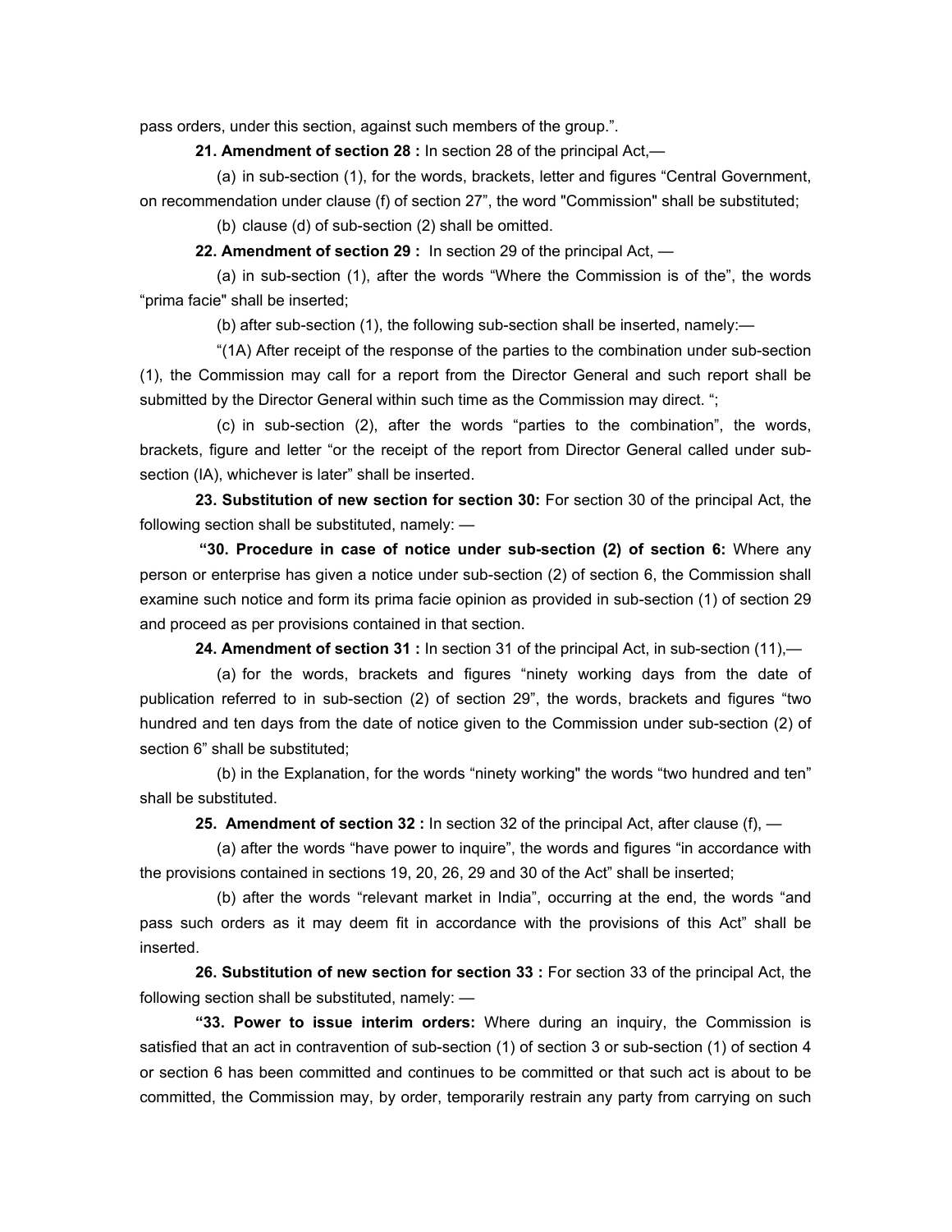pass orders, under this section, against such members of the group.".

**21. Amendment of section 28 :** In section 28 of the principal Act,—

(a) in sub-section (1), for the words, brackets, letter and figures "Central Government, on recommendation under clause (f) of section 27", the word "Commission" shall be substituted;

(b) clause (d) of sub-section (2) shall be omitted.

**22. Amendment of section 29 :** In section 29 of the principal Act, —

(a) in sub-section (1), after the words "Where the Commission is of the", the words "prima facie" shall be inserted;

(b) after sub-section (1), the following sub-section shall be inserted, namely:—

"(1A) After receipt of the response of the parties to the combination under sub-section (1), the Commission may call for a report from the Director General and such report shall be submitted by the Director General within such time as the Commission may direct. ";

(c) in sub-section (2), after the words "parties to the combination", the words, brackets, figure and letter "or the receipt of the report from Director General called under sub-section (IA), whichever is later" shall be inserted.

**23. Substitution of new section for section 30:** For section 30 of the principal Act, the following section shall be substituted, namely: —

**"30. Procedure in case of notice under sub-section (2) of section 6:** Where any person or enterprise has given a notice under sub-section (2) of section 6, the Commission shall examine such notice and form its prima facie opinion as provided in sub-section (1) of section 29 and proceed as per provisions contained in that section.

**24. Amendment of section 31 :** In section 31 of the principal Act, in sub-section (11),—

(a) for the words, brackets and figures "ninety working days from the date of publication referred to in sub-section (2) of section 29", the words, brackets and figures "two hundred and ten days from the date of notice given to the Commission under sub-section (2) of section 6" shall be substituted;

(b) in the Explanation, for the words "ninety working" the words "two hundred and ten" shall be substituted.

**25. Amendment of section 32 :** In section 32 of the principal Act, after clause (f), —

(a) after the words "have power to inquire", the words and figures "in accordance with the provisions contained in sections 19, 20, 26, 29 and 30 of the Act" shall be inserted;

(b) after the words "relevant market in India", occurring at the end, the words "and pass such orders as it may deem fit in accordance with the provisions of this Act" shall be inserted.

**26. Substitution of new section for section 33 :** For section 33 of the principal Act, the following section shall be substituted, namely: —

**"33. Power to issue interim orders:** Where during an inquiry, the Commission is satisfied that an act in contravention of sub-section (1) of section 3 or sub-section (1) of section 4 or section 6 has been committed and continues to be committed or that such act is about to be committed, the Commission may, by order, temporarily restrain any party from carrying on such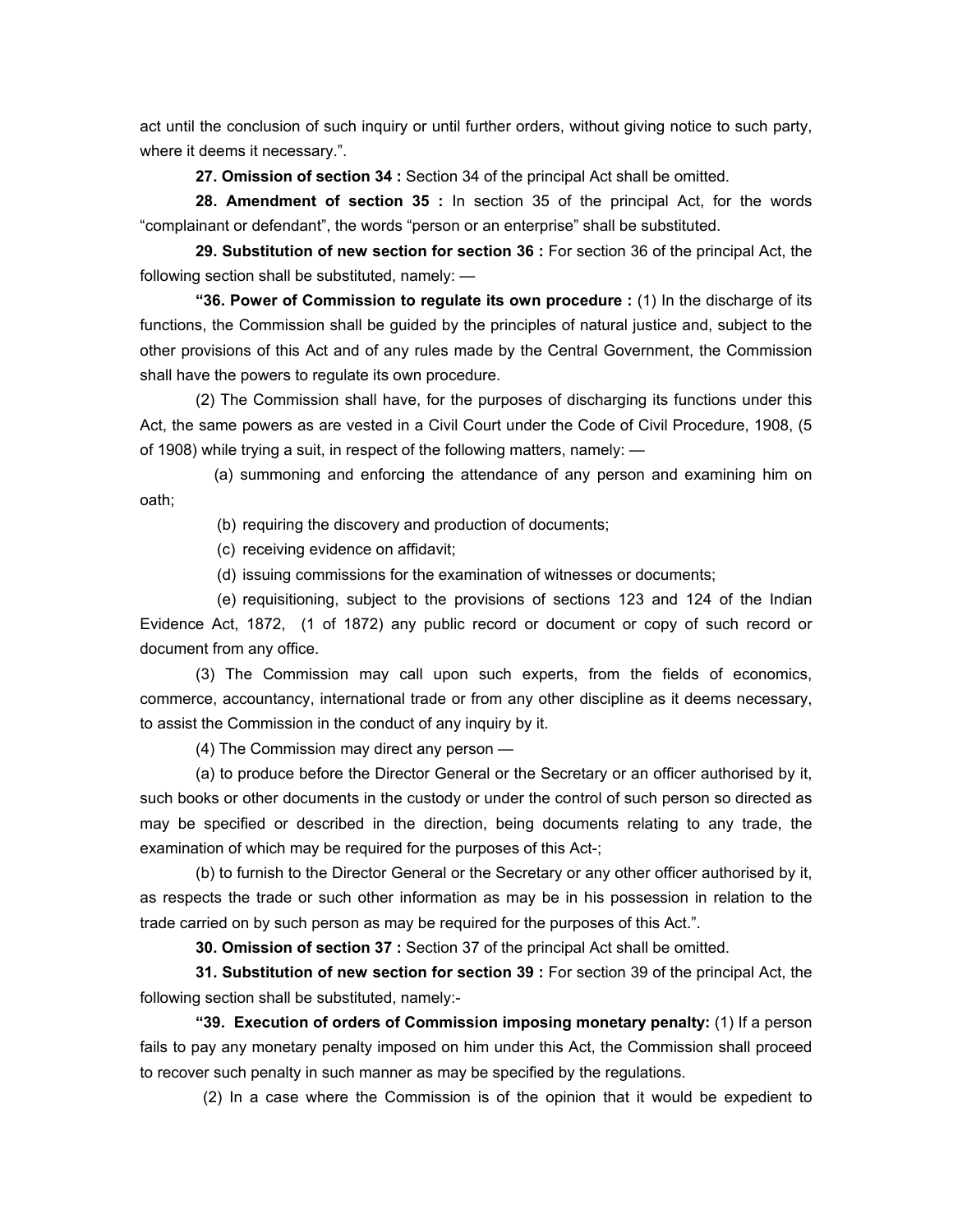act until the conclusion of such inquiry or until further orders, without giving notice to such party, where it deems it necessary.".

**27. Omission of section 34 :** Section 34 of the principal Act shall be omitted.

**28. Amendment of section 35 :** In section 35 of the principal Act, for the words "complainant or defendant", the words "person or an enterprise" shall be substituted.

**29. Substitution of new section for section 36 :** For section 36 of the principal Act, the following section shall be substituted, namely: —

**"36. Power of Commission to regulate its own procedure :** (1) In the discharge of its functions, the Commission shall be guided by the principles of natural justice and, subject to the other provisions of this Act and of any rules made by the Central Government, the Commission shall have the powers to regulate its own procedure.

(2) The Commission shall have, for the purposes of discharging its functions under this Act, the same powers as are vested in a Civil Court under the Code of Civil Procedure, 1908, (5 of 1908) while trying a suit, in respect of the following matters, namely: —

(a) summoning and enforcing the attendance of any person and examining him on oath;

(b) requiring the discovery and production of documents;

(c) receiving evidence on affidavit;

(d) issuing commissions for the examination of witnesses or documents;

(e) requisitioning, subject to the provisions of sections 123 and 124 of the Indian Evidence Act, 1872, (1 of 1872) any public record or document or copy of such record or document from any office.

(3) The Commission may call upon such experts, from the fields of economics, commerce, accountancy, international trade or from any other discipline as it deems necessary, to assist the Commission in the conduct of any inquiry by it.

(4) The Commission may direct any person —

(a) to produce before the Director General or the Secretary or an officer authorised by it, such books or other documents in the custody or under the control of such person so directed as may be specified or described in the direction, being documents relating to any trade, the examination of which may be required for the purposes of this Act-;

(b) to furnish to the Director General or the Secretary or any other officer authorised by it, as respects the trade or such other information as may be in his possession in relation to the trade carried on by such person as may be required for the purposes of this Act.".

**30. Omission of section 37 :** Section 37 of the principal Act shall be omitted.

**31. Substitution of new section for section 39 :** For section 39 of the principal Act, the following section shall be substituted, namely:-

**"39. Execution of orders of Commission imposing monetary penalty:** (1) If a person fails to pay any monetary penalty imposed on him under this Act, the Commission shall proceed to recover such penalty in such manner as may be specified by the regulations.

(2) In a case where the Commission is of the opinion that it would be expedient to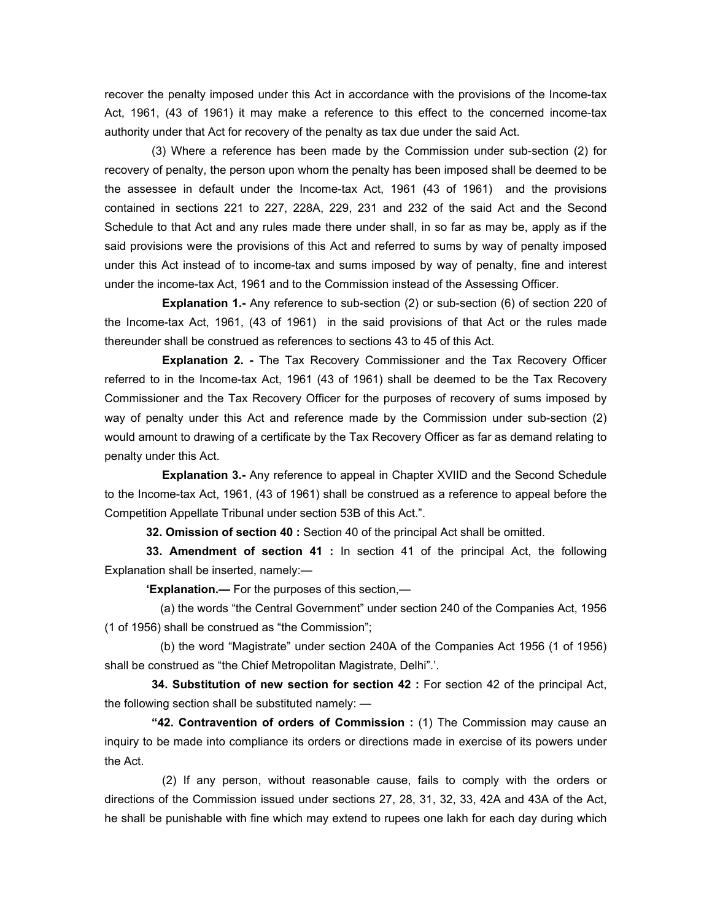recover the penalty imposed under this Act in accordance with the provisions of the Income-tax Act, 1961, (43 of 1961) it may make a reference to this effect to the concerned income-tax authority under that Act for recovery of the penalty as tax due under the said Act.

(3) Where a reference has been made by the Commission under sub-section (2) for recovery of penalty, the person upon whom the penalty has been imposed shall be deemed to be the assessee in default under the Income-tax Act, 1961 (43 of 1961) and the provisions contained in sections 221 to 227, 228A, 229, 231 and 232 of the said Act and the Second Schedule to that Act and any rules made there under shall, in so far as may be, apply as if the said provisions were the provisions of this Act and referred to sums by way of penalty imposed under this Act instead of to income-tax and sums imposed by way of penalty, fine and interest under the income-tax Act, 1961 and to the Commission instead of the Assessing Officer.

**Explanation 1.-** Any reference to sub-section (2) or sub-section (6) of section 220 of the Income-tax Act, 1961, (43 of 1961) in the said provisions of that Act or the rules made thereunder shall be construed as references to sections 43 to 45 of this Act.

**Explanation 2. -** The Tax Recovery Commissioner and the Tax Recovery Officer referred to in the Income-tax Act, 1961 (43 of 1961) shall be deemed to be the Tax Recovery Commissioner and the Tax Recovery Officer for the purposes of recovery of sums imposed by way of penalty under this Act and reference made by the Commission under sub-section (2) would amount to drawing of a certificate by the Tax Recovery Officer as far as demand relating to penalty under this Act.

**Explanation 3.-** Any reference to appeal in Chapter XVIID and the Second Schedule to the Income-tax Act, 1961, (43 of 1961) shall be construed as a reference to appeal before the Competition Appellate Tribunal under section 53B of this Act.".

**32. Omission of section 40 :** Section 40 of the principal Act shall be omitted.

**33. Amendment of section 41 :** In section 41 of the principal Act, the following Explanation shall be inserted, namely:—

**'Explanation.—** For the purposes of this section,—

(a) the words "the Central Government" under section 240 of the Companies Act, 1956 (1 of 1956) shall be construed as "the Commission";

(b) the word "Magistrate" under section 240A of the Companies Act 1956 (1 of 1956) shall be construed as "the Chief Metropolitan Magistrate, Delhi".'.

**34. Substitution of new section for section 42 :** For section 42 of the principal Act, the following section shall be substituted namely: —

**"42. Contravention of orders of Commission :** (1) The Commission may cause an inquiry to be made into compliance its orders or directions made in exercise of its powers under the Act.

(2) If any person, without reasonable cause, fails to comply with the orders or directions of the Commission issued under sections 27, 28, 31, 32, 33, 42A and 43A of the Act, he shall be punishable with fine which may extend to rupees one lakh for each day during which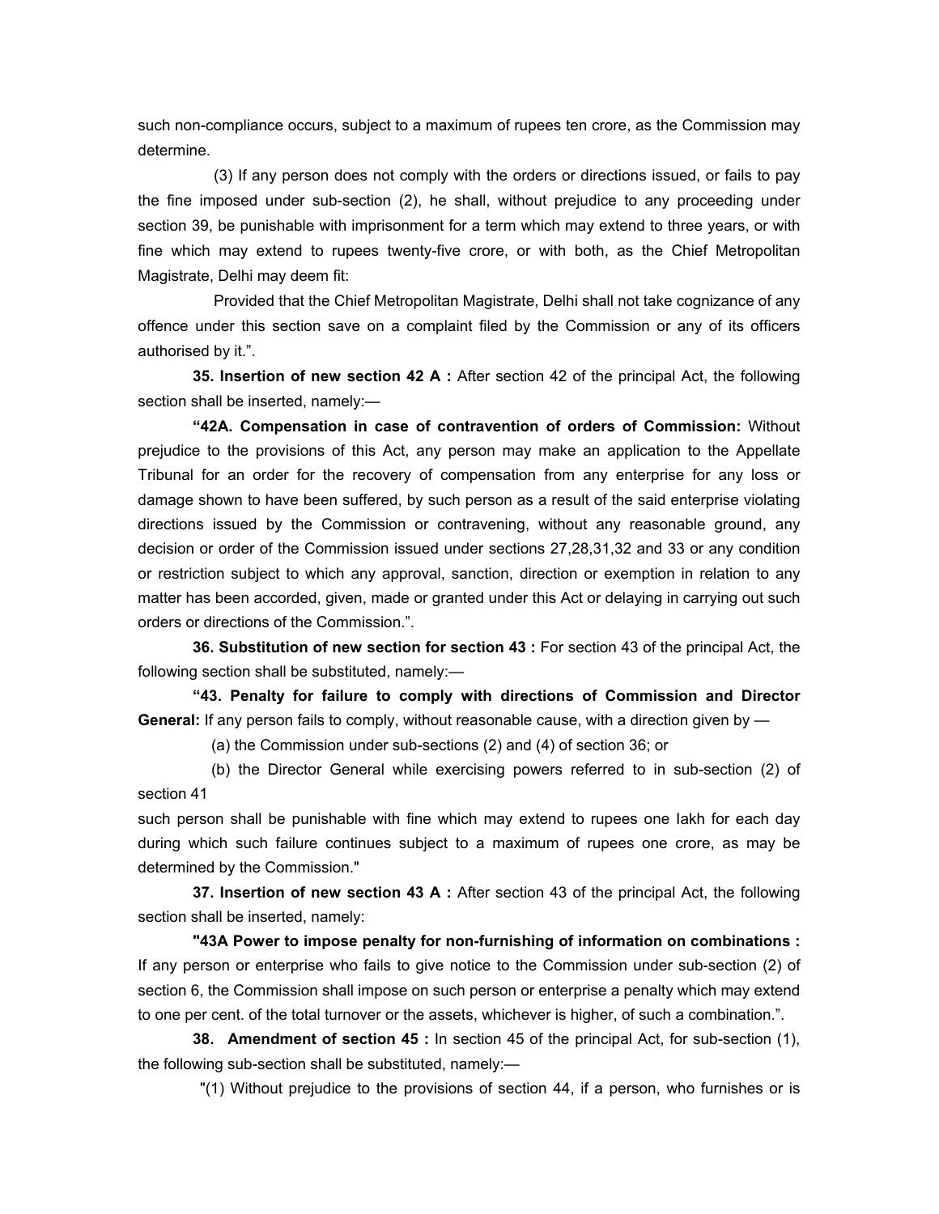such non-compliance occurs, subject to a maximum of rupees ten crore, as the Commission may determine.

(3) If any person does not comply with the orders or directions issued, or fails to pay the fine imposed under sub-section (2), he shall, without prejudice to any proceeding under section 39, be punishable with imprisonment for a term which may extend to three years, or with fine which may extend to rupees twenty-five crore, or with both, as the Chief Metropolitan Magistrate, Delhi may deem fit:

Provided that the Chief Metropolitan Magistrate, Delhi shall not take cognizance of any offence under this section save on a complaint filed by the Commission or any of its officers authorised by it.".

**35. Insertion of new section 42 A :** After section 42 of the principal Act, the following section shall be inserted, namely:—

**"42A. Compensation in case of contravention of orders of Commission:** Without prejudice to the provisions of this Act, any person may make an application to the Appellate Tribunal for an order for the recovery of compensation from any enterprise for any loss or damage shown to have been suffered, by such person as a result of the said enterprise violating directions issued by the Commission or contravening, without any reasonable ground, any decision or order of the Commission issued under sections 27,28,31,32 and 33 or any condition or restriction subject to which any approval, sanction, direction or exemption in relation to any matter has been accorded, given, made or granted under this Act or delaying in carrying out such orders or directions of the Commission.".

**36. Substitution of new section for section 43 :** For section 43 of the principal Act, the following section shall be substituted, namely:—

**"43. Penalty for failure to comply with directions of Commission and Director General:** If any person fails to comply, without reasonable cause, with a direction given by —

(a) the Commission under sub-sections (2) and (4) of section 36; or

(b) the Director General while exercising powers referred to in sub-section (2) of section 41

such person shall be punishable with fine which may extend to rupees one lakh for each day during which such failure continues subject to a maximum of rupees one crore, as may be determined by the Commission."

**37. Insertion of new section 43 A :** After section 43 of the principal Act, the following section shall be inserted, namely:

**"43A Power to impose penalty for non-furnishing of information on combinations :** If any person or enterprise who fails to give notice to the Commission under sub-section (2) of section 6, the Commission shall impose on such person or enterprise a penalty which may extend to one per cent. of the total turnover or the assets, whichever is higher, of such a combination.".

**38. Amendment of section 45 :** In section 45 of the principal Act, for sub-section (1), the following sub-section shall be substituted, namely:—

"(1) Without prejudice to the provisions of section 44, if a person, who furnishes or is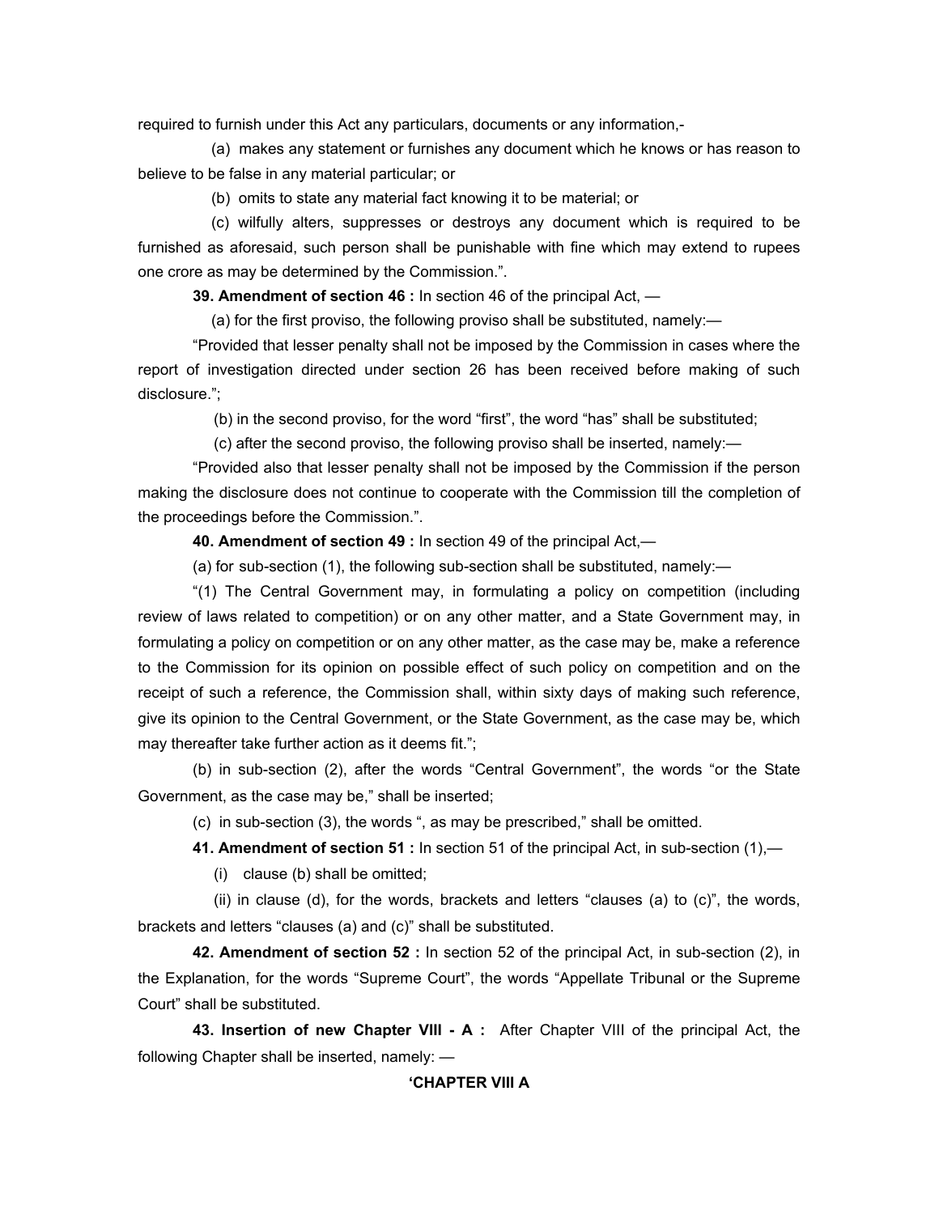required to furnish under this Act any particulars, documents or any information,-

(a) makes any statement or furnishes any document which he knows or has reason to believe to be false in any material particular; or

(b) omits to state any material fact knowing it to be material; or

(c) wilfully alters, suppresses or destroys any document which is required to be furnished as aforesaid, such person shall be punishable with fine which may extend to rupees one crore as may be determined by the Commission.".

**39. Amendment of section 46 :** In section 46 of the principal Act, —

(a) for the first proviso, the following proviso shall be substituted, namely:—

"Provided that lesser penalty shall not be imposed by the Commission in cases where the report of investigation directed under section 26 has been received before making of such disclosure.";

(b) in the second proviso, for the word "first", the word "has" shall be substituted;

(c) after the second proviso, the following proviso shall be inserted, namely:—

"Provided also that lesser penalty shall not be imposed by the Commission if the person making the disclosure does not continue to cooperate with the Commission till the completion of the proceedings before the Commission.".

**40. Amendment of section 49 :** In section 49 of the principal Act,—

(a) for sub-section (1), the following sub-section shall be substituted, namely:—

"(1) The Central Government may, in formulating a policy on competition (including review of laws related to competition) or on any other matter, and a State Government may, in formulating a policy on competition or on any other matter, as the case may be, make a reference to the Commission for its opinion on possible effect of such policy on competition and on the receipt of such a reference, the Commission shall, within sixty days of making such reference, give its opinion to the Central Government, or the State Government, as the case may be, which may thereafter take further action as it deems fit.";

(b) in sub-section (2), after the words "Central Government", the words "or the State Government, as the case may be," shall be inserted;

(c) in sub-section (3), the words ", as may be prescribed," shall be omitted.

**41. Amendment of section 51 :** In section 51 of the principal Act, in sub-section (1),—

(i) clause (b) shall be omitted;

(ii) in clause (d), for the words, brackets and letters "clauses (a) to (c)", the words, brackets and letters "clauses (a) and (c)" shall be substituted.

**42. Amendment of section 52 :** In section 52 of the principal Act, in sub-section (2), in the Explanation, for the words "Supreme Court", the words "Appellate Tribunal or the Supreme Court" shall be substituted.

**43. Insertion of new Chapter VIII - A :** After Chapter VIII of the principal Act, the following Chapter shall be inserted, namely: —

**'CHAPTER VIII A**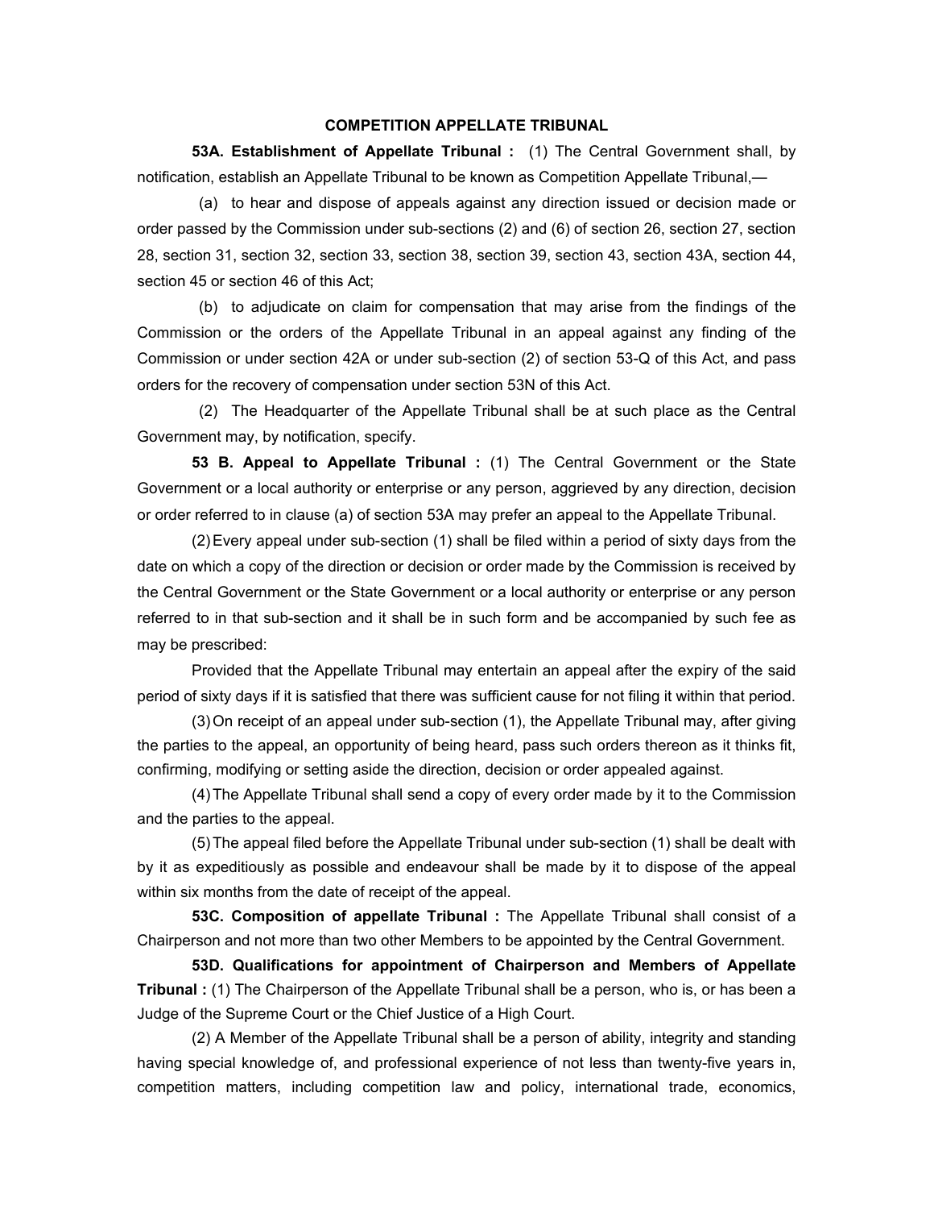## COMPETITION APPELLATE TRIBUNAL

**53A. Establishment of Appellate Tribunal :** (1) The Central Government shall, by notification, establish an Appellate Tribunal to be known as Competition Appellate Tribunal,—

(a) to hear and dispose of appeals against any direction issued or decision made or order passed by the Commission under sub-sections (2) and (6) of section 26, section 27, section 28, section 31, section 32, section 33, section 38, section 39, section 43, section 43A, section 44, section 45 or section 46 of this Act;

(b) to adjudicate on claim for compensation that may arise from the findings of the Commission or the orders of the Appellate Tribunal in an appeal against any finding of the Commission or under section 42A or under sub-section (2) of section 53-Q of this Act, and pass orders for the recovery of compensation under section 53N of this Act.

(2) The Headquarter of the Appellate Tribunal shall be at such place as the Central Government may, by notification, specify.

**53 B. Appeal to Appellate Tribunal :** (1) The Central Government or the State Government or a local authority or enterprise or any person, aggrieved by any direction, decision or order referred to in clause (a) of section 53A may prefer an appeal to the Appellate Tribunal.

(2) Every appeal under sub-section (1) shall be filed within a period of sixty days from the date on which a copy of the direction or decision or order made by the Commission is received by the Central Government or the State Government or a local authority or enterprise or any person referred to in that sub-section and it shall be in such form and be accompanied by such fee as may be prescribed:

Provided that the Appellate Tribunal may entertain an appeal after the expiry of the said period of sixty days if it is satisfied that there was sufficient cause for not filing it within that period.

(3) On receipt of an appeal under sub-section (1), the Appellate Tribunal may, after giving the parties to the appeal, an opportunity of being heard, pass such orders thereon as it thinks fit, confirming, modifying or setting aside the direction, decision or order appealed against.

(4) The Appellate Tribunal shall send a copy of every order made by it to the Commission and the parties to the appeal.

(5) The appeal filed before the Appellate Tribunal under sub-section (1) shall be dealt with by it as expeditiously as possible and endeavour shall be made by it to dispose of the appeal within six months from the date of receipt of the appeal.

**53C. Composition of appellate Tribunal :** The Appellate Tribunal shall consist of a Chairperson and not more than two other Members to be appointed by the Central Government.

**53D. Qualifications for appointment of Chairperson and Members of Appellate Tribunal :** (1) The Chairperson of the Appellate Tribunal shall be a person, who is, or has been a Judge of the Supreme Court or the Chief Justice of a High Court.

(2) A Member of the Appellate Tribunal shall be a person of ability, integrity and standing having special knowledge of, and professional experience of not less than twenty-five years in, competition matters, including competition law and policy, international trade, economics,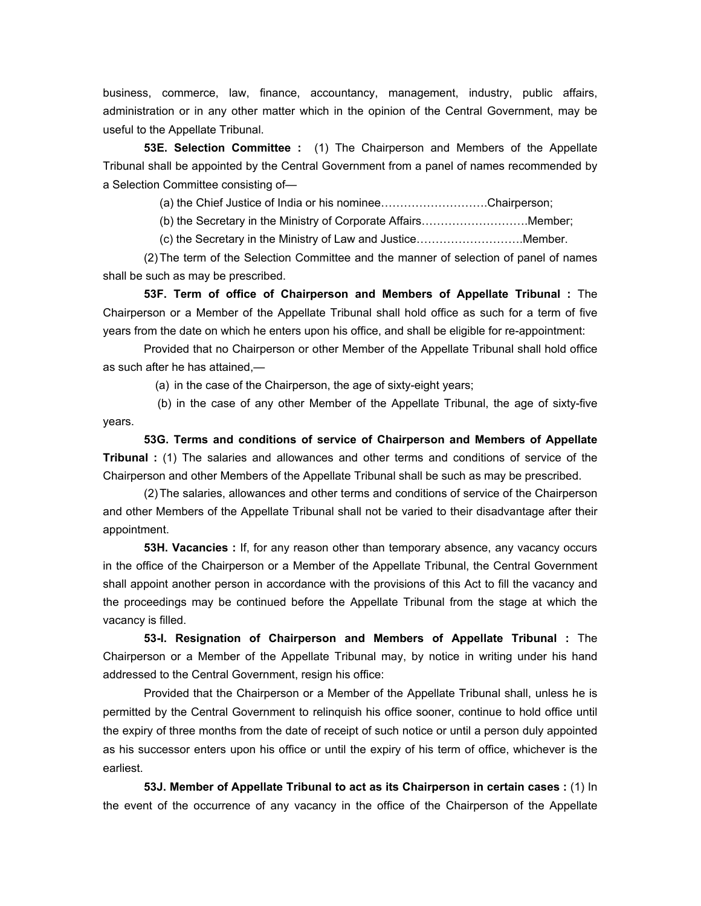business, commerce, law, finance, accountancy, management, industry, public affairs, administration or in any other matter which in the opinion of the Central Government, may be useful to the Appellate Tribunal.

**53E. Selection Committee :** (1) The Chairperson and Members of the Appellate Tribunal shall be appointed by the Central Government from a panel of names recommended by a Selection Committee consisting of—

(a) the Chief Justice of India or his nominee……………………….Chairperson;

(b) the Secretary in the Ministry of Corporate Affairs……………………….Member;

(c) the Secretary in the Ministry of Law and Justice……………………….Member.

(2) The term of the Selection Committee and the manner of selection of panel of names shall be such as may be prescribed.

**53F. Term of office of Chairperson and Members of Appellate Tribunal :** The Chairperson or a Member of the Appellate Tribunal shall hold office as such for a term of five years from the date on which he enters upon his office, and shall be eligible for re-appointment:

Provided that no Chairperson or other Member of the Appellate Tribunal shall hold office as such after he has attained,—

(a) in the case of the Chairperson, the age of sixty-eight years;

(b) in the case of any other Member of the Appellate Tribunal, the age of sixty-five years.

**53G. Terms and conditions of service of Chairperson and Members of Appellate Tribunal :** (1) The salaries and allowances and other terms and conditions of service of the Chairperson and other Members of the Appellate Tribunal shall be such as may be prescribed.

(2) The salaries, allowances and other terms and conditions of service of the Chairperson and other Members of the Appellate Tribunal shall not be varied to their disadvantage after their appointment.

**53H. Vacancies :** If, for any reason other than temporary absence, any vacancy occurs in the office of the Chairperson or a Member of the Appellate Tribunal, the Central Government shall appoint another person in accordance with the provisions of this Act to fill the vacancy and the proceedings may be continued before the Appellate Tribunal from the stage at which the vacancy is filled.

**53-I. Resignation of Chairperson and Members of Appellate Tribunal :** The Chairperson or a Member of the Appellate Tribunal may, by notice in writing under his hand addressed to the Central Government, resign his office:

Provided that the Chairperson or a Member of the Appellate Tribunal shall, unless he is permitted by the Central Government to relinquish his office sooner, continue to hold office until the expiry of three months from the date of receipt of such notice or until a person duly appointed as his successor enters upon his office or until the expiry of his term of office, whichever is the earliest.

**53J. Member of Appellate Tribunal to act as its Chairperson in certain cases :** (1) In the event of the occurrence of any vacancy in the office of the Chairperson of the Appellate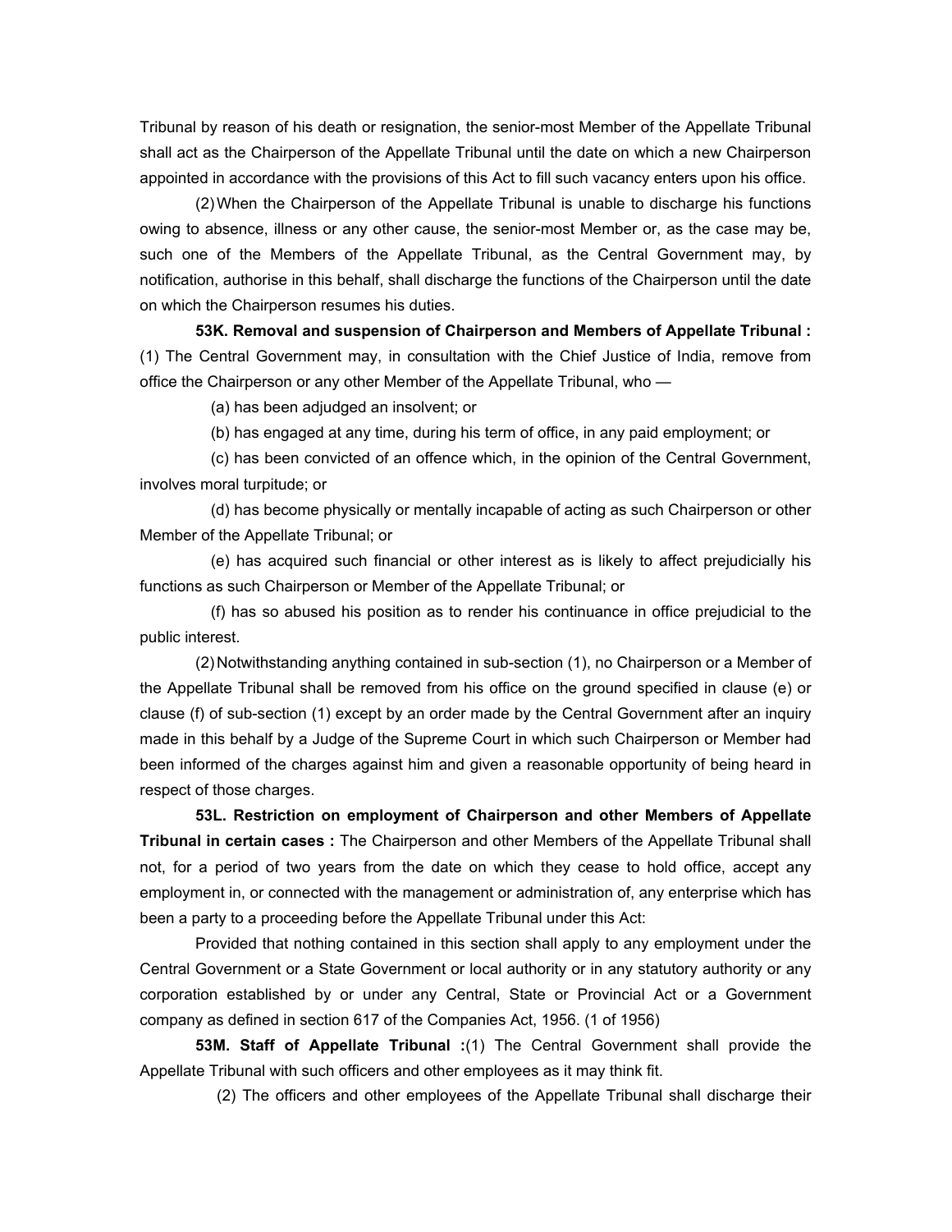Tribunal by reason of his death or resignation, the senior-most Member of the Appellate Tribunal shall act as the Chairperson of the Appellate Tribunal until the date on which a new Chairperson appointed in accordance with the provisions of this Act to fill such vacancy enters upon his office.

(2) When the Chairperson of the Appellate Tribunal is unable to discharge his functions owing to absence, illness or any other cause, the senior-most Member or, as the case may be, such one of the Members of the Appellate Tribunal, as the Central Government may, by notification, authorise in this behalf, shall discharge the functions of the Chairperson until the date on which the Chairperson resumes his duties.

**53K. Removal and suspension of Chairperson and Members of Appellate Tribunal :** (1) The Central Government may, in consultation with the Chief Justice of India, remove from office the Chairperson or any other Member of the Appellate Tribunal, who —

(a) has been adjudged an insolvent; or

(b) has engaged at any time, during his term of office, in any paid employment; or

(c) has been convicted of an offence which, in the opinion of the Central Government, involves moral turpitude; or

(d) has become physically or mentally incapable of acting as such Chairperson or other Member of the Appellate Tribunal; or

(e) has acquired such financial or other interest as is likely to affect prejudicially his functions as such Chairperson or Member of the Appellate Tribunal; or

(f) has so abused his position as to render his continuance in office prejudicial to the public interest.

(2) Notwithstanding anything contained in sub-section (1), no Chairperson or a Member of the Appellate Tribunal shall be removed from his office on the ground specified in clause (e) or clause (f) of sub-section (1) except by an order made by the Central Government after an inquiry made in this behalf by a Judge of the Supreme Court in which such Chairperson or Member had been informed of the charges against him and given a reasonable opportunity of being heard in respect of those charges.

**53L. Restriction on employment of Chairperson and other Members of Appellate Tribunal in certain cases :** The Chairperson and other Members of the Appellate Tribunal shall not, for a period of two years from the date on which they cease to hold office, accept any employment in, or connected with the management or administration of, any enterprise which has been a party to a proceeding before the Appellate Tribunal under this Act:

Provided that nothing contained in this section shall apply to any employment under the Central Government or a State Government or local authority or in any statutory authority or any corporation established by or under any Central, State or Provincial Act or a Government company as defined in section 617 of the Companies Act, 1956. (1 of 1956)

**53M. Staff of Appellate Tribunal :**(1) The Central Government shall provide the Appellate Tribunal with such officers and other employees as it may think fit.

(2) The officers and other employees of the Appellate Tribunal shall discharge their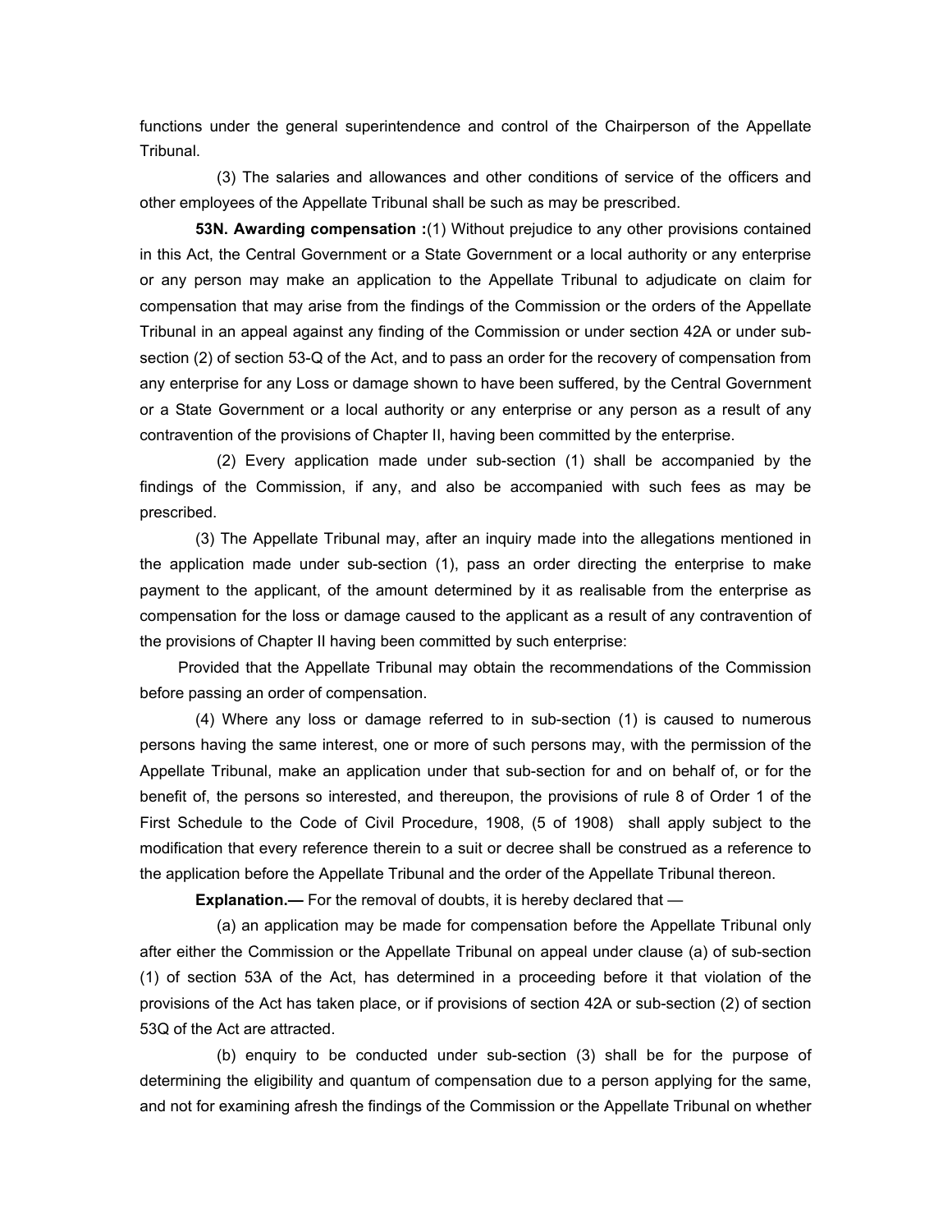functions under the general superintendence and control of the Chairperson of the Appellate Tribunal.

(3) The salaries and allowances and other conditions of service of the officers and other employees of the Appellate Tribunal shall be such as may be prescribed.

**53N. Awarding compensation :**(1) Without prejudice to any other provisions contained in this Act, the Central Government or a State Government or a local authority or any enterprise or any person may make an application to the Appellate Tribunal to adjudicate on claim for compensation that may arise from the findings of the Commission or the orders of the Appellate Tribunal in an appeal against any finding of the Commission or under section 42A or under sub-section (2) of section 53-Q of the Act, and to pass an order for the recovery of compensation from any enterprise for any Loss or damage shown to have been suffered, by the Central Government or a State Government or a local authority or any enterprise or any person as a result of any contravention of the provisions of Chapter II, having been committed by the enterprise.

(2) Every application made under sub-section (1) shall be accompanied by the findings of the Commission, if any, and also be accompanied with such fees as may be prescribed.

(3) The Appellate Tribunal may, after an inquiry made into the allegations mentioned in the application made under sub-section (1), pass an order directing the enterprise to make payment to the applicant, of the amount determined by it as realisable from the enterprise as compensation for the loss or damage caused to the applicant as a result of any contravention of the provisions of Chapter II having been committed by such enterprise:

Provided that the Appellate Tribunal may obtain the recommendations of the Commission before passing an order of compensation.

(4) Where any loss or damage referred to in sub-section (1) is caused to numerous persons having the same interest, one or more of such persons may, with the permission of the Appellate Tribunal, make an application under that sub-section for and on behalf of, or for the benefit of, the persons so interested, and thereupon, the provisions of rule 8 of Order 1 of the First Schedule to the Code of Civil Procedure, 1908, (5 of 1908) shall apply subject to the modification that every reference therein to a suit or decree shall be construed as a reference to the application before the Appellate Tribunal and the order of the Appellate Tribunal thereon.

**Explanation.—** For the removal of doubts, it is hereby declared that —

(a) an application may be made for compensation before the Appellate Tribunal only after either the Commission or the Appellate Tribunal on appeal under clause (a) of sub-section (1) of section 53A of the Act, has determined in a proceeding before it that violation of the provisions of the Act has taken place, or if provisions of section 42A or sub-section (2) of section 53Q of the Act are attracted.

(b) enquiry to be conducted under sub-section (3) shall be for the purpose of determining the eligibility and quantum of compensation due to a person applying for the same, and not for examining afresh the findings of the Commission or the Appellate Tribunal on whether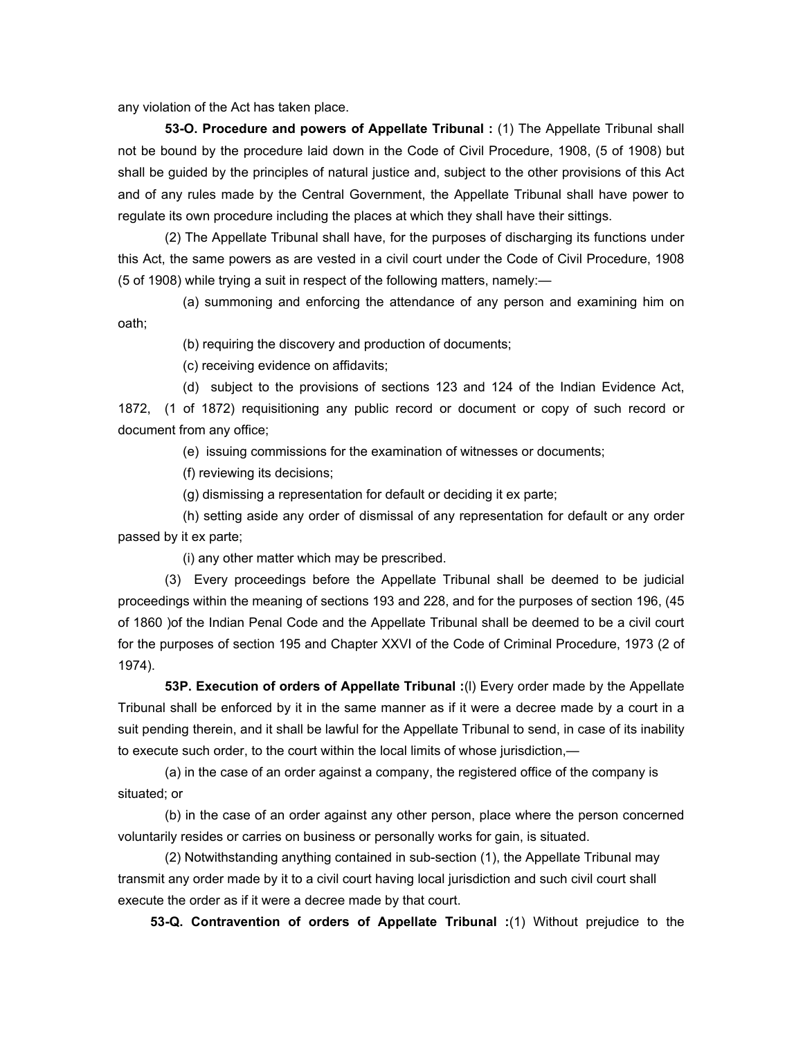any violation of the Act has taken place.

**53-O. Procedure and powers of Appellate Tribunal :** (1) The Appellate Tribunal shall not be bound by the procedure laid down in the Code of Civil Procedure, 1908, (5 of 1908) but shall be guided by the principles of natural justice and, subject to the other provisions of this Act and of any rules made by the Central Government, the Appellate Tribunal shall have power to regulate its own procedure including the places at which they shall have their sittings.

(2) The Appellate Tribunal shall have, for the purposes of discharging its functions under this Act, the same powers as are vested in a civil court under the Code of Civil Procedure, 1908 (5 of 1908) while trying a suit in respect of the following matters, namely:—

(a) summoning and enforcing the attendance of any person and examining him on oath;

(b) requiring the discovery and production of documents;

(c) receiving evidence on affidavits;

(d) subject to the provisions of sections 123 and 124 of the Indian Evidence Act, 1872, (1 of 1872) requisitioning any public record or document or copy of such record or document from any office;

(e) issuing commissions for the examination of witnesses or documents;

(f) reviewing its decisions;

(g) dismissing a representation for default or deciding it ex parte;

(h) setting aside any order of dismissal of any representation for default or any order passed by it ex parte;

(i) any other matter which may be prescribed.

(3) Every proceedings before the Appellate Tribunal shall be deemed to be judicial proceedings within the meaning of sections 193 and 228, and for the purposes of section 196, (45 of 1860 )of the Indian Penal Code and the Appellate Tribunal shall be deemed to be a civil court for the purposes of section 195 and Chapter XXVI of the Code of Criminal Procedure, 1973 (2 of 1974).

**53P. Execution of orders of Appellate Tribunal :**(l) Every order made by the Appellate Tribunal shall be enforced by it in the same manner as if it were a decree made by a court in a suit pending therein, and it shall be lawful for the Appellate Tribunal to send, in case of its inability to execute such order, to the court within the local limits of whose jurisdiction,—

(a) in the case of an order against a company, the registered office of the company is situated; or

(b) in the case of an order against any other person, place where the person concerned voluntarily resides or carries on business or personally works for gain, is situated.

(2) Notwithstanding anything contained in sub-section (1), the Appellate Tribunal may transmit any order made by it to a civil court having local jurisdiction and such civil court shall execute the order as if it were a decree made by that court.

**53-Q. Contravention of orders of Appellate Tribunal :**(1) Without prejudice to the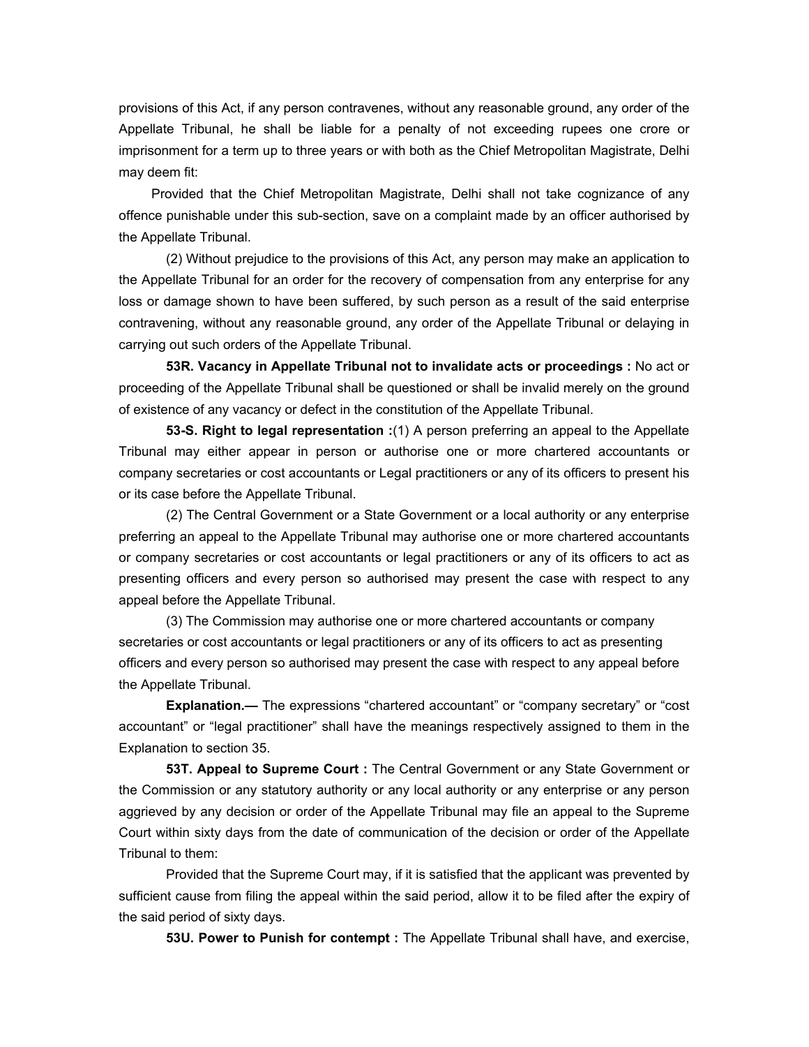provisions of this Act, if any person contravenes, without any reasonable ground, any order of the Appellate Tribunal, he shall be liable for a penalty of not exceeding rupees one crore or imprisonment for a term up to three years or with both as the Chief Metropolitan Magistrate, Delhi may deem fit:

Provided that the Chief Metropolitan Magistrate, Delhi shall not take cognizance of any offence punishable under this sub-section, save on a complaint made by an officer authorised by the Appellate Tribunal.

(2) Without prejudice to the provisions of this Act, any person may make an application to the Appellate Tribunal for an order for the recovery of compensation from any enterprise for any loss or damage shown to have been suffered, by such person as a result of the said enterprise contravening, without any reasonable ground, any order of the Appellate Tribunal or delaying in carrying out such orders of the Appellate Tribunal.

**53R. Vacancy in Appellate Tribunal not to invalidate acts or proceedings :** No act or proceeding of the Appellate Tribunal shall be questioned or shall be invalid merely on the ground of existence of any vacancy or defect in the constitution of the Appellate Tribunal.

**53-S. Right to legal representation :**(1) A person preferring an appeal to the Appellate Tribunal may either appear in person or authorise one or more chartered accountants or company secretaries or cost accountants or Legal practitioners or any of its officers to present his or its case before the Appellate Tribunal.

(2) The Central Government or a State Government or a local authority or any enterprise preferring an appeal to the Appellate Tribunal may authorise one or more chartered accountants or company secretaries or cost accountants or legal practitioners or any of its officers to act as presenting officers and every person so authorised may present the case with respect to any appeal before the Appellate Tribunal.

(3) The Commission may authorise one or more chartered accountants or company secretaries or cost accountants or legal practitioners or any of its officers to act as presenting officers and every person so authorised may present the case with respect to any appeal before the Appellate Tribunal.

**Explanation.—** The expressions "chartered accountant" or "company secretary" or "cost accountant" or "legal practitioner" shall have the meanings respectively assigned to them in the Explanation to section 35.

**53T. Appeal to Supreme Court :** The Central Government or any State Government or the Commission or any statutory authority or any local authority or any enterprise or any person aggrieved by any decision or order of the Appellate Tribunal may file an appeal to the Supreme Court within sixty days from the date of communication of the decision or order of the Appellate Tribunal to them:

Provided that the Supreme Court may, if it is satisfied that the applicant was prevented by sufficient cause from filing the appeal within the said period, allow it to be filed after the expiry of the said period of sixty days.

**53U. Power to Punish for contempt :** The Appellate Tribunal shall have, and exercise,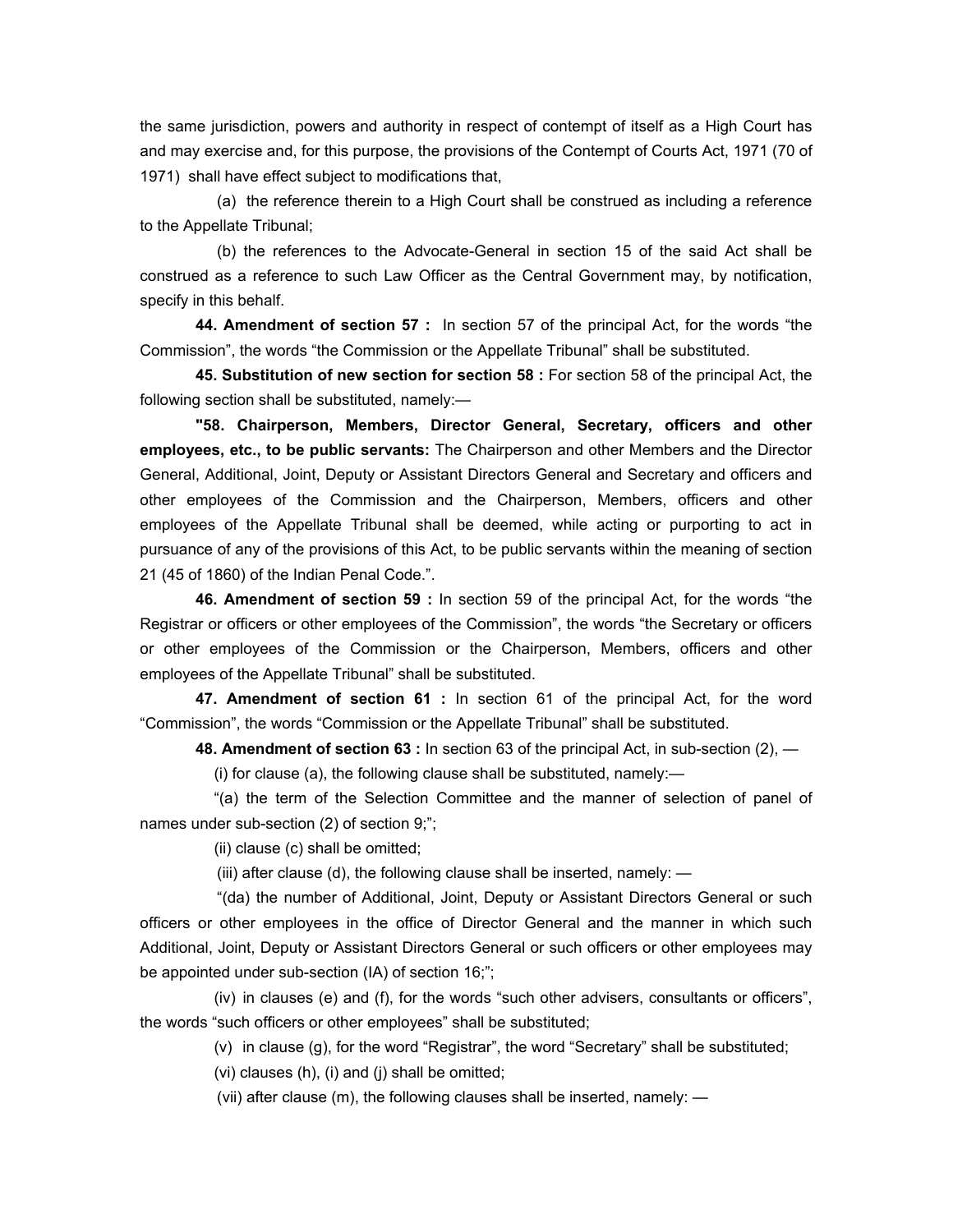the same jurisdiction, powers and authority in respect of contempt of itself as a High Court has and may exercise and, for this purpose, the provisions of the Contempt of Courts Act, 1971 (70 of 1971) shall have effect subject to modifications that,

(a) the reference therein to a High Court shall be construed as including a reference to the Appellate Tribunal;

(b) the references to the Advocate-General in section 15 of the said Act shall be construed as a reference to such Law Officer as the Central Government may, by notification, specify in this behalf.

**44. Amendment of section 57 :** In section 57 of the principal Act, for the words "the Commission", the words "the Commission or the Appellate Tribunal" shall be substituted.

**45. Substitution of new section for section 58 :** For section 58 of the principal Act, the following section shall be substituted, namely:—

**"58. Chairperson, Members, Director General, Secretary, officers and other employees, etc., to be public servants:** The Chairperson and other Members and the Director General, Additional, Joint, Deputy or Assistant Directors General and Secretary and officers and other employees of the Commission and the Chairperson, Members, officers and other employees of the Appellate Tribunal shall be deemed, while acting or purporting to act in pursuance of any of the provisions of this Act, to be public servants within the meaning of section 21 (45 of 1860) of the Indian Penal Code.".

**46. Amendment of section 59 :** In section 59 of the principal Act, for the words "the Registrar or officers or other employees of the Commission", the words "the Secretary or officers or other employees of the Commission or the Chairperson, Members, officers and other employees of the Appellate Tribunal" shall be substituted.

**47. Amendment of section 61 :** In section 61 of the principal Act, for the word "Commission", the words "Commission or the Appellate Tribunal" shall be substituted.

**48. Amendment of section 63 :** In section 63 of the principal Act, in sub-section (2), —

(i) for clause (a), the following clause shall be substituted, namely:—

"(a) the term of the Selection Committee and the manner of selection of panel of names under sub-section (2) of section 9;";

(ii) clause (c) shall be omitted;

(iii) after clause (d), the following clause shall be inserted, namely: —

"(da) the number of Additional, Joint, Deputy or Assistant Directors General or such officers or other employees in the office of Director General and the manner in which such Additional, Joint, Deputy or Assistant Directors General or such officers or other employees may be appointed under sub-section (IA) of section 16;";

(iv) in clauses (e) and (f), for the words "such other advisers, consultants or officers", the words "such officers or other employees" shall be substituted;

(v) in clause (g), for the word "Registrar", the word "Secretary" shall be substituted;

(vi) clauses (h), (i) and (j) shall be omitted;

(vii) after clause (m), the following clauses shall be inserted, namely: —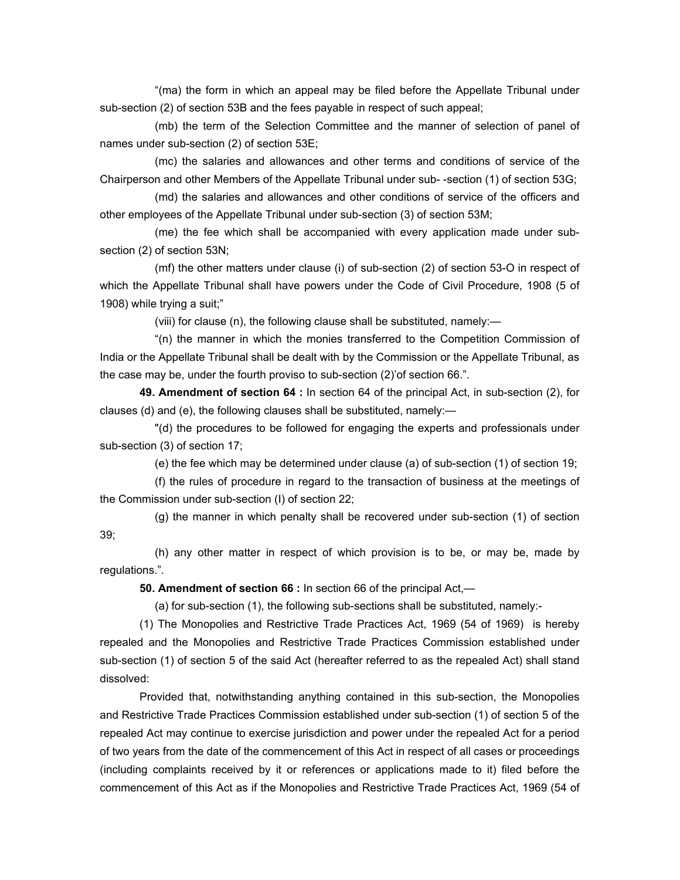"(ma) the form in which an appeal may be filed before the Appellate Tribunal under sub-section (2) of section 53B and the fees payable in respect of such appeal;

(mb) the term of the Selection Committee and the manner of selection of panel of names under sub-section (2) of section 53E;

(mc) the salaries and allowances and other terms and conditions of service of the Chairperson and other Members of the Appellate Tribunal under sub- -section (1) of section 53G;

(md) the salaries and allowances and other conditions of service of the officers and other employees of the Appellate Tribunal under sub-section (3) of section 53M;

(me) the fee which shall be accompanied with every application made under sub-section (2) of section 53N;

(mf) the other matters under clause (i) of sub-section (2) of section 53-O in respect of which the Appellate Tribunal shall have powers under the Code of Civil Procedure, 1908 (5 of 1908) while trying a suit;"

(viii) for clause (n), the following clause shall be substituted, namely:—

"(n) the manner in which the monies transferred to the Competition Commission of India or the Appellate Tribunal shall be dealt with by the Commission or the Appellate Tribunal, as the case may be, under the fourth proviso to sub-section (2)'of section 66.".

**49. Amendment of section 64 :** In section 64 of the principal Act, in sub-section (2), for clauses (d) and (e), the following clauses shall be substituted, namely:—

"(d) the procedures to be followed for engaging the experts and professionals under sub-section (3) of section 17;

(e) the fee which may be determined under clause (a) of sub-section (1) of section 19;

(f) the rules of procedure in regard to the transaction of business at the meetings of the Commission under sub-section (I) of section 22;

(g) the manner in which penalty shall be recovered under sub-section (1) of section 39;

(h) any other matter in respect of which provision is to be, or may be, made by regulations.".

**50. Amendment of section 66 :** In section 66 of the principal Act,—

(a) for sub-section (1), the following sub-sections shall be substituted, namely:-

(1) The Monopolies and Restrictive Trade Practices Act, 1969 (54 of 1969) is hereby repealed and the Monopolies and Restrictive Trade Practices Commission established under sub-section (1) of section 5 of the said Act (hereafter referred to as the repealed Act) shall stand dissolved:

Provided that, notwithstanding anything contained in this sub-section, the Monopolies and Restrictive Trade Practices Commission established under sub-section (1) of section 5 of the repealed Act may continue to exercise jurisdiction and power under the repealed Act for a period of two years from the date of the commencement of this Act in respect of all cases or proceedings (including complaints received by it or references or applications made to it) filed before the commencement of this Act as if the Monopolies and Restrictive Trade Practices Act, 1969 (54 of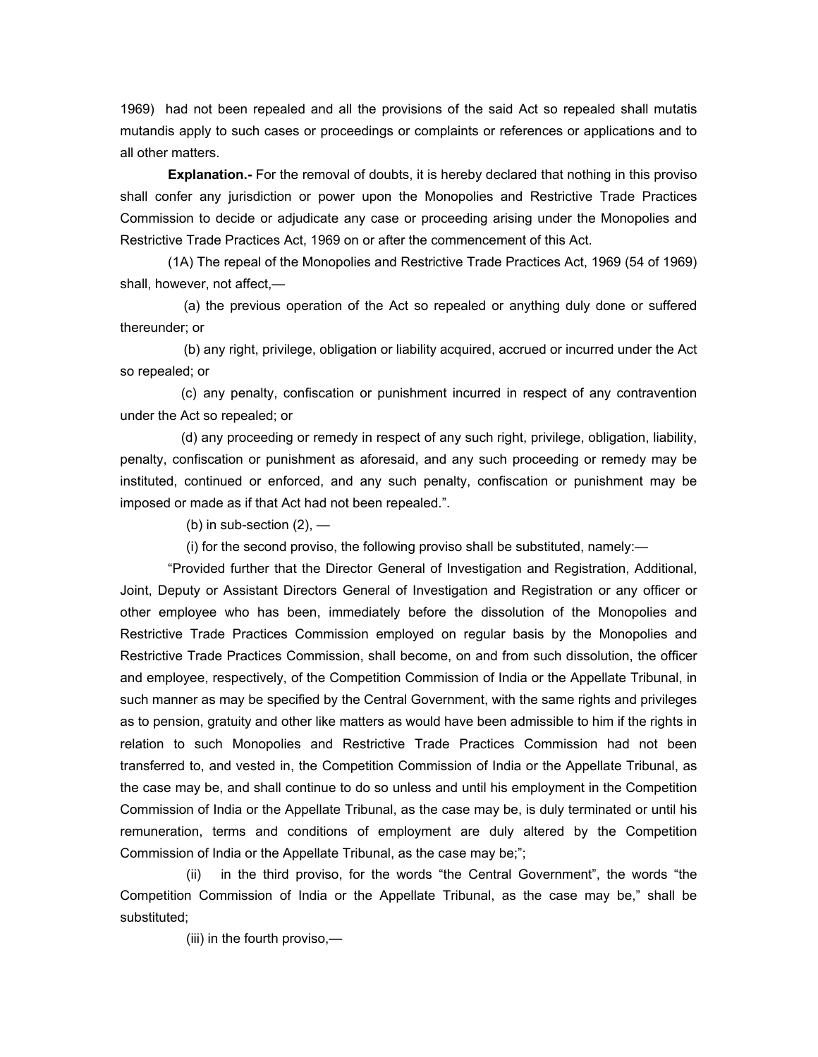1969) had not been repealed and all the provisions of the said Act so repealed shall mutatis mutandis apply to such cases or proceedings or complaints or references or applications and to all other matters.

**Explanation.-** For the removal of doubts, it is hereby declared that nothing in this proviso shall confer any jurisdiction or power upon the Monopolies and Restrictive Trade Practices Commission to decide or adjudicate any case or proceeding arising under the Monopolies and Restrictive Trade Practices Act, 1969 on or after the commencement of this Act.

(1A) The repeal of the Monopolies and Restrictive Trade Practices Act, 1969 (54 of 1969) shall, however, not affect,—

(a) the previous operation of the Act so repealed or anything duly done or suffered thereunder; or

(b) any right, privilege, obligation or liability acquired, accrued or incurred under the Act so repealed; or

(c) any penalty, confiscation or punishment incurred in respect of any contravention under the Act so repealed; or

(d) any proceeding or remedy in respect of any such right, privilege, obligation, liability, penalty, confiscation or punishment as aforesaid, and any such proceeding or remedy may be instituted, continued or enforced, and any such penalty, confiscation or punishment may be imposed or made as if that Act had not been repealed.".

(b) in sub-section (2), —

(i) for the second proviso, the following proviso shall be substituted, namely:—

"Provided further that the Director General of Investigation and Registration, Additional, Joint, Deputy or Assistant Directors General of Investigation and Registration or any officer or other employee who has been, immediately before the dissolution of the Monopolies and Restrictive Trade Practices Commission employed on regular basis by the Monopolies and Restrictive Trade Practices Commission, shall become, on and from such dissolution, the officer and employee, respectively, of the Competition Commission of India or the Appellate Tribunal, in such manner as may be specified by the Central Government, with the same rights and privileges as to pension, gratuity and other like matters as would have been admissible to him if the rights in relation to such Monopolies and Restrictive Trade Practices Commission had not been transferred to, and vested in, the Competition Commission of India or the Appellate Tribunal, as the case may be, and shall continue to do so unless and until his employment in the Competition Commission of India or the Appellate Tribunal, as the case may be, is duly terminated or until his remuneration, terms and conditions of employment are duly altered by the Competition Commission of India or the Appellate Tribunal, as the case may be;";

(ii) in the third proviso, for the words "the Central Government", the words "the Competition Commission of India or the Appellate Tribunal, as the case may be," shall be substituted;

(iii) in the fourth proviso,—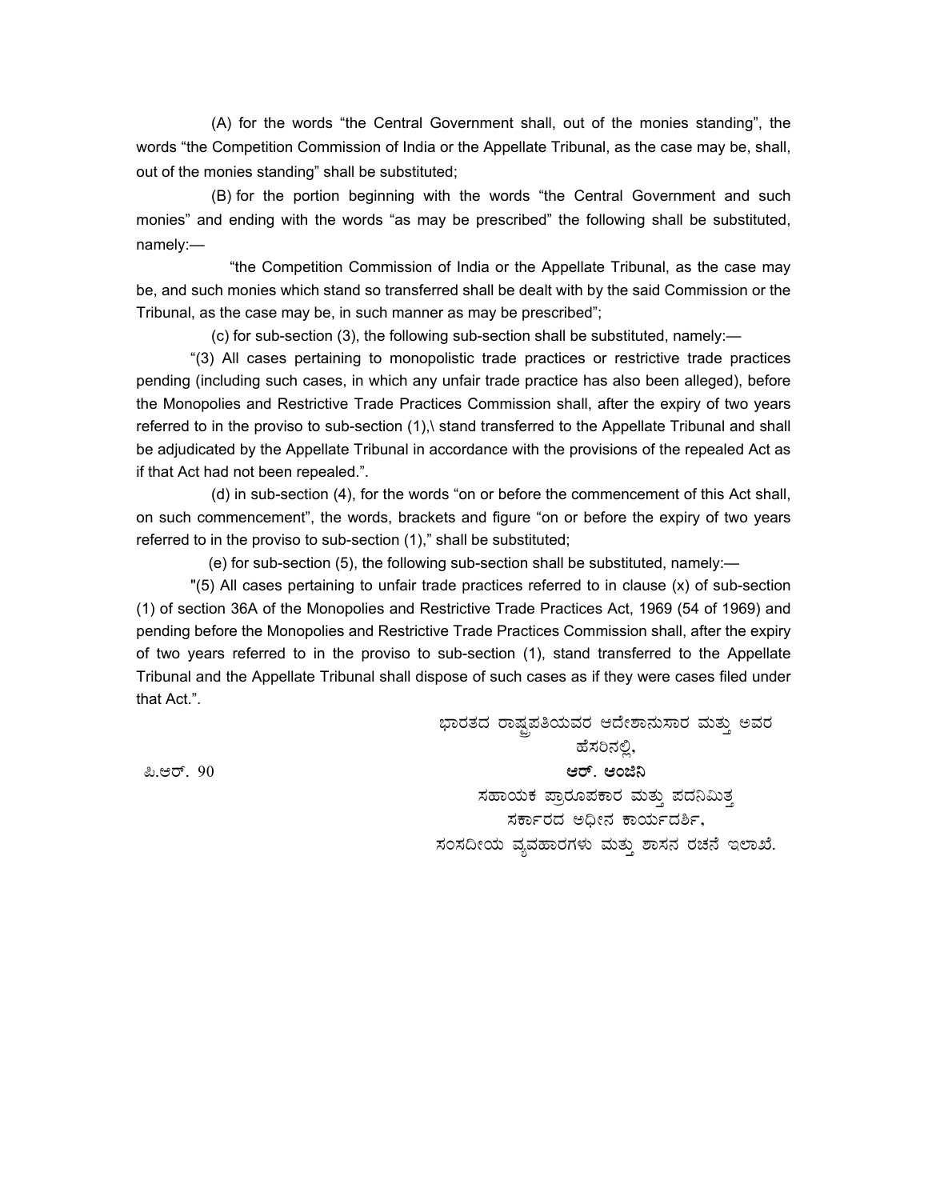(A) for the words "the Central Government shall, out of the monies standing", the words "the Competition Commission of India or the Appellate Tribunal, as the case may be, shall, out of the monies standing" shall be substituted;

(B) for the portion beginning with the words "the Central Government and such monies" and ending with the words "as may be prescribed" the following shall be substituted, namely:—

"the Competition Commission of India or the Appellate Tribunal, as the case may be, and such monies which stand so transferred shall be dealt with by the said Commission or the Tribunal, as the case may be, in such manner as may be prescribed";

(c) for sub-section (3), the following sub-section shall be substituted, namely:—

"(3) All cases pertaining to monopolistic trade practices or restrictive trade practices pending (including such cases, in which any unfair trade practice has also been alleged), before the Monopolies and Restrictive Trade Practices Commission shall, after the expiry of two years referred to in the proviso to sub-section (1),\ stand transferred to the Appellate Tribunal and shall be adjudicated by the Appellate Tribunal in accordance with the provisions of the repealed Act as if that Act had not been repealed.".

(d) in sub-section (4), for the words "on or before the commencement of this Act shall, on such commencement", the words, brackets and figure "on or before the expiry of two years referred to in the proviso to sub-section (1)," shall be substituted;

(e) for sub-section (5), the following sub-section shall be substituted, namely:—

"(5) All cases pertaining to unfair trade practices referred to in clause (x) of sub-section (1) of section 36A of the Monopolies and Restrictive Trade Practices Act, 1969 (54 of 1969) and pending before the Monopolies and Restrictive Trade Practices Commission shall, after the expiry of two years referred to in the proviso to sub-section (1), stand transferred to the Appellate Tribunal and the Appellate Tribunal shall dispose of such cases as if they were cases filed under that Act.".

ಭಾರತದ ರಾಷ್ಟ್ರಪತಿಯವರ ಆದೇಶಾನುಸಾರ ಮತ್ತು ಅವರ ಹೆಸರಿನಲ್ಲಿ,

ಪಿ.ಆರ್. 90

**ಆರ್. ಆಂಜಿನಿ**

ಸಹಾಯಕ ಪ್ರಾರೂಪಕಾರ ಮತ್ತು ಪದನಿಮಿತ್ತ ಸರ್ಕಾರದ ಅಧೀನ ಕಾರ್ಯದರ್ಶಿ,

ಸಂಸದೀಯ ವ್ಯವಹಾರಗಳು ಮತ್ತು ಶಾಸನ ರಚನೆ ಇಲಾಖೆ.